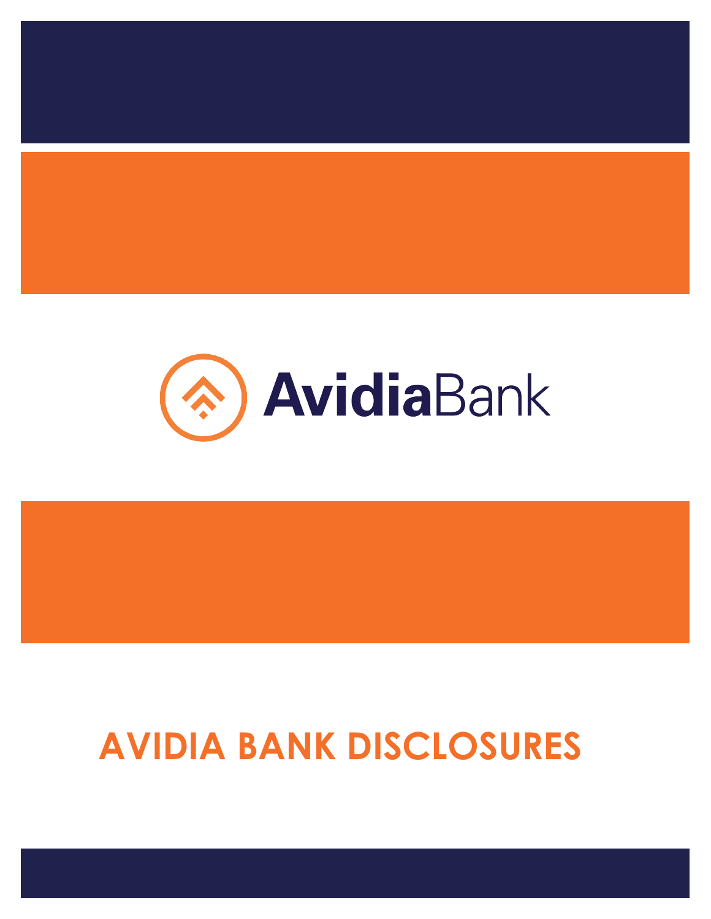AvidiaBank

# AVIDIA BANK DISCLOSURES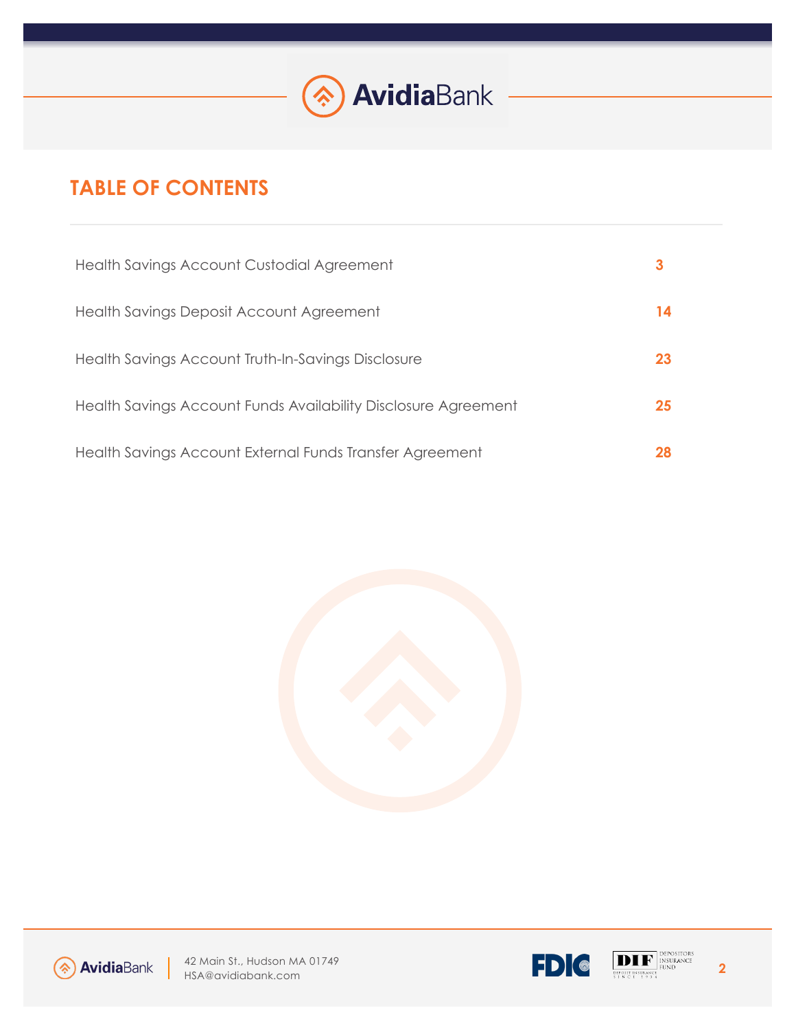## TABLE OF CONTENTS

| | |
|---|---|
| Health Savings Account Custodial Agreement | 3 |
| Health Savings Deposit Account Agreement | 14 |
| Health Savings Account Truth-In-Savings Disclosure | 23 |
| Health Savings Account Funds Availability Disclosure Agreement | 25 |
| Health Savings Account External Funds Transfer Agreement | 28 |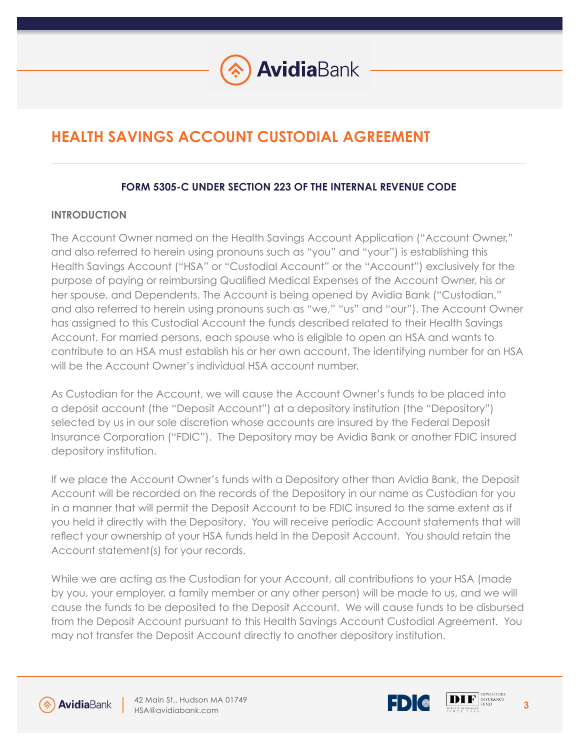# HEALTH SAVINGS ACCOUNT CUSTODIAL AGREEMENT

**FORM 5305-C UNDER SECTION 223 OF THE INTERNAL REVENUE CODE**

## INTRODUCTION

The Account Owner named on the Health Savings Account Application ("Account Owner," and also referred to herein using pronouns such as "you" and "your") is establishing this Health Savings Account ("HSA" or "Custodial Account" or the "Account") exclusively for the purpose of paying or reimbursing Qualified Medical Expenses of the Account Owner, his or her spouse, and Dependents. The Account is being opened by Avidia Bank ("Custodian," and also referred to herein using pronouns such as "we," "us" and "our"). The Account Owner has assigned to this Custodial Account the funds described related to their Health Savings Account. For married persons, each spouse who is eligible to open an HSA and wants to contribute to an HSA must establish his or her own account. The identifying number for an HSA will be the Account Owner's individual HSA account number.

As Custodian for the Account, we will cause the Account Owner's funds to be placed into a deposit account (the "Deposit Account") at a depository institution (the "Depository") selected by us in our sole discretion whose accounts are insured by the Federal Deposit Insurance Corporation ("FDIC"). The Depository may be Avidia Bank or another FDIC insured depository institution.

If we place the Account Owner's funds with a Depository other than Avidia Bank, the Deposit Account will be recorded on the records of the Depository in our name as Custodian for you in a manner that will permit the Deposit Account to be FDIC insured to the same extent as if you held it directly with the Depository. You will receive periodic Account statements that will reflect your ownership of your HSA funds held in the Deposit Account. You should retain the Account statement(s) for your records.

While we are acting as the Custodian for your Account, all contributions to your HSA (made by you, your employer, a family member or any other person) will be made to us, and we will cause the funds to be deposited to the Deposit Account. We will cause funds to be disbursed from the Deposit Account pursuant to this Health Savings Account Custodial Agreement. You may not transfer the Deposit Account directly to another depository institution.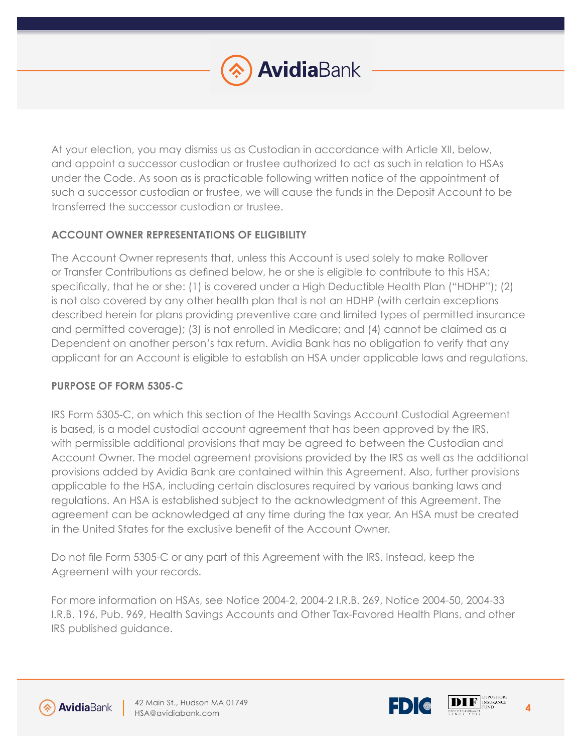At your election, you may dismiss us as Custodian in accordance with Article XII, below, and appoint a successor custodian or trustee authorized to act as such in relation to HSAs under the Code. As soon as is practicable following written notice of the appointment of such a successor custodian or trustee, we will cause the funds in the Deposit Account to be transferred the successor custodian or trustee.

## ACCOUNT OWNER REPRESENTATIONS OF ELIGIBILITY

The Account Owner represents that, unless this Account is used solely to make Rollover or Transfer Contributions as defined below, he or she is eligible to contribute to this HSA; specifically, that he or she: (1) is covered under a High Deductible Health Plan ("HDHP"); (2) is not also covered by any other health plan that is not an HDHP (with certain exceptions described herein for plans providing preventive care and limited types of permitted insurance and permitted coverage); (3) is not enrolled in Medicare; and (4) cannot be claimed as a Dependent on another person's tax return. Avidia Bank has no obligation to verify that any applicant for an Account is eligible to establish an HSA under applicable laws and regulations.

## PURPOSE OF FORM 5305-C

IRS Form 5305-C, on which this section of the Health Savings Account Custodial Agreement is based, is a model custodial account agreement that has been approved by the IRS, with permissible additional provisions that may be agreed to between the Custodian and Account Owner. The model agreement provisions provided by the IRS as well as the additional provisions added by Avidia Bank are contained within this Agreement. Also, further provisions applicable to the HSA, including certain disclosures required by various banking laws and regulations. An HSA is established subject to the acknowledgment of this Agreement. The agreement can be acknowledged at any time during the tax year. An HSA must be created in the United States for the exclusive benefit of the Account Owner.

Do not file Form 5305-C or any part of this Agreement with the IRS. Instead, keep the Agreement with your records.

For more information on HSAs, see Notice 2004-2, 2004-2 I.R.B. 269, Notice 2004-50, 2004-33 I.R.B. 196, Pub. 969, Health Savings Accounts and Other Tax-Favored Health Plans, and other IRS published guidance.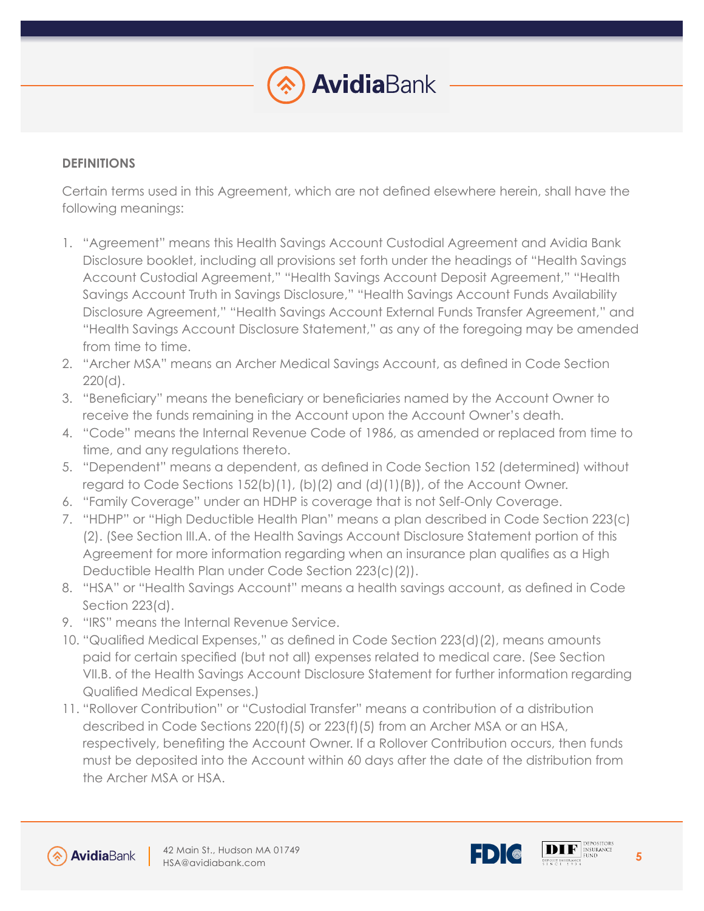## DEFINITIONS

Certain terms used in this Agreement, which are not defined elsewhere herein, shall have the following meanings:

1. "Agreement" means this Health Savings Account Custodial Agreement and Avidia Bank Disclosure booklet, including all provisions set forth under the headings of "Health Savings Account Custodial Agreement," "Health Savings Account Deposit Agreement," "Health Savings Account Truth in Savings Disclosure," "Health Savings Account Funds Availability Disclosure Agreement," "Health Savings Account External Funds Transfer Agreement," and "Health Savings Account Disclosure Statement," as any of the foregoing may be amended from time to time.
2. "Archer MSA" means an Archer Medical Savings Account, as defined in Code Section 220(d).
3. "Beneficiary" means the beneficiary or beneficiaries named by the Account Owner to receive the funds remaining in the Account upon the Account Owner's death.
4. "Code" means the Internal Revenue Code of 1986, as amended or replaced from time to time, and any regulations thereto.
5. "Dependent" means a dependent, as defined in Code Section 152 (determined) without regard to Code Sections 152(b)(1), (b)(2) and (d)(1)(B)), of the Account Owner.
6. "Family Coverage" under an HDHP is coverage that is not Self-Only Coverage.
7. "HDHP" or "High Deductible Health Plan" means a plan described in Code Section 223(c)(2). (See Section III.A. of the Health Savings Account Disclosure Statement portion of this Agreement for more information regarding when an insurance plan qualifies as a High Deductible Health Plan under Code Section 223(c)(2)).
8. "HSA" or "Health Savings Account" means a health savings account, as defined in Code Section 223(d).
9. "IRS" means the Internal Revenue Service.
10. "Qualified Medical Expenses," as defined in Code Section 223(d)(2), means amounts paid for certain specified (but not all) expenses related to medical care. (See Section VII.B. of the Health Savings Account Disclosure Statement for further information regarding Qualified Medical Expenses.)
11. "Rollover Contribution" or "Custodial Transfer" means a contribution of a distribution described in Code Sections 220(f)(5) or 223(f)(5) from an Archer MSA or an HSA, respectively, benefiting the Account Owner. If a Rollover Contribution occurs, then funds must be deposited into the Account within 60 days after the date of the distribution from the Archer MSA or HSA.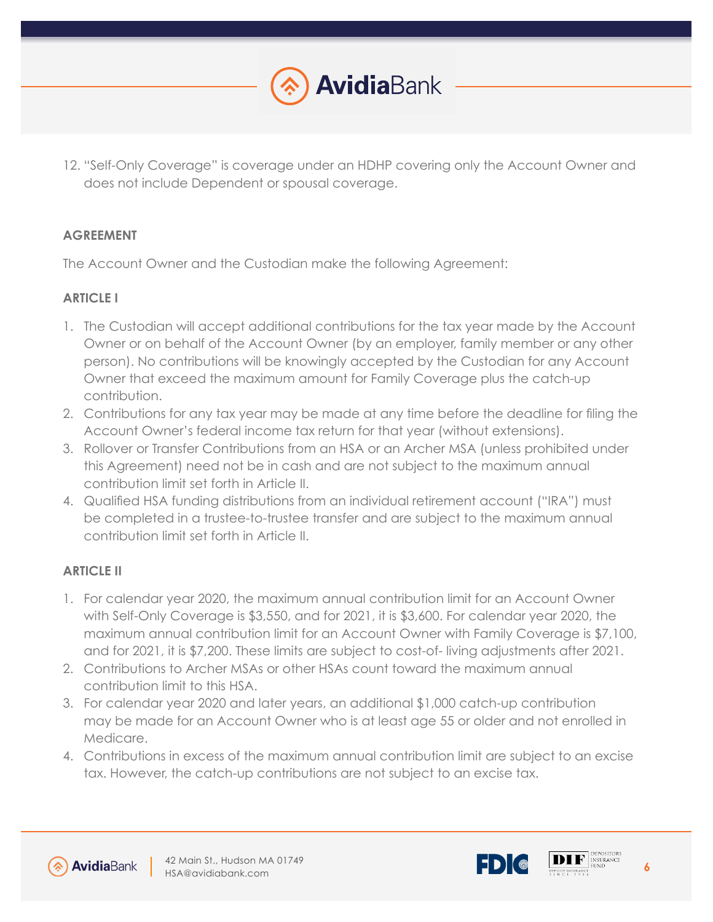12. "Self-Only Coverage" is coverage under an HDHP covering only the Account Owner and does not include Dependent or spousal coverage.

**AGREEMENT**

The Account Owner and the Custodian make the following Agreement:

**ARTICLE I**

1. The Custodian will accept additional contributions for the tax year made by the Account Owner or on behalf of the Account Owner (by an employer, family member or any other person). No contributions will be knowingly accepted by the Custodian for any Account Owner that exceed the maximum amount for Family Coverage plus the catch-up contribution.
2. Contributions for any tax year may be made at any time before the deadline for filing the Account Owner's federal income tax return for that year (without extensions).
3. Rollover or Transfer Contributions from an HSA or an Archer MSA (unless prohibited under this Agreement) need not be in cash and are not subject to the maximum annual contribution limit set forth in Article II.
4. Qualified HSA funding distributions from an individual retirement account ("IRA") must be completed in a trustee-to-trustee transfer and are subject to the maximum annual contribution limit set forth in Article II.

**ARTICLE II**

1. For calendar year 2020, the maximum annual contribution limit for an Account Owner with Self-Only Coverage is $3,550, and for 2021, it is $3,600. For calendar year 2020, the maximum annual contribution limit for an Account Owner with Family Coverage is $7,100, and for 2021, it is $7,200. These limits are subject to cost-of- living adjustments after 2021.
2. Contributions to Archer MSAs or other HSAs count toward the maximum annual contribution limit to this HSA.
3. For calendar year 2020 and later years, an additional $1,000 catch-up contribution may be made for an Account Owner who is at least age 55 or older and not enrolled in Medicare.
4. Contributions in excess of the maximum annual contribution limit are subject to an excise tax. However, the catch-up contributions are not subject to an excise tax.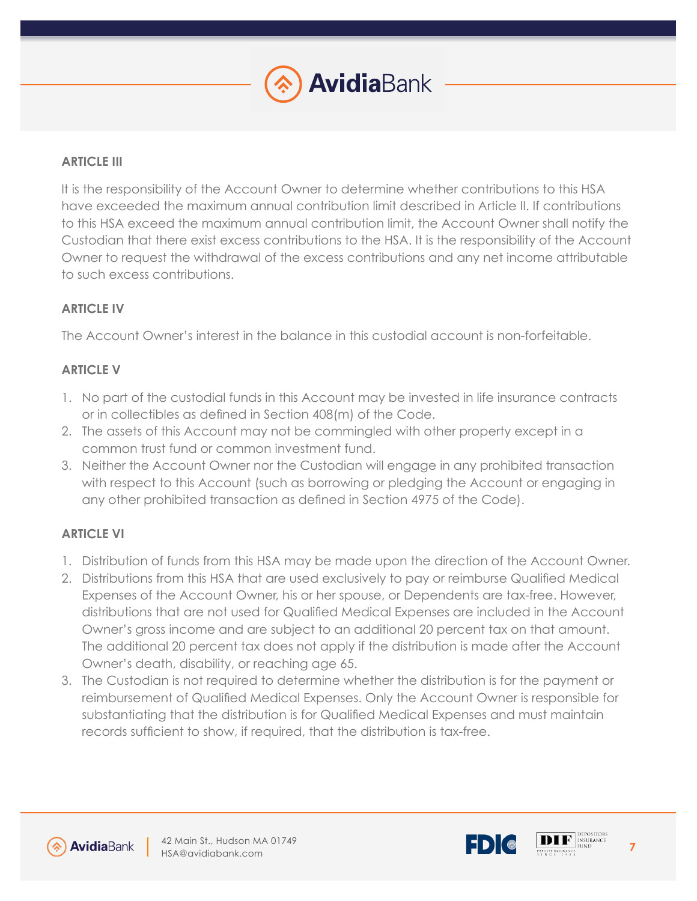## ARTICLE III

It is the responsibility of the Account Owner to determine whether contributions to this HSA have exceeded the maximum annual contribution limit described in Article II. If contributions to this HSA exceed the maximum annual contribution limit, the Account Owner shall notify the Custodian that there exist excess contributions to the HSA. It is the responsibility of the Account Owner to request the withdrawal of the excess contributions and any net income attributable to such excess contributions.

## ARTICLE IV

The Account Owner's interest in the balance in this custodial account is non-forfeitable.

## ARTICLE V

1. No part of the custodial funds in this Account may be invested in life insurance contracts or in collectibles as defined in Section 408(m) of the Code.
2. The assets of this Account may not be commingled with other property except in a common trust fund or common investment fund.
3. Neither the Account Owner nor the Custodian will engage in any prohibited transaction with respect to this Account (such as borrowing or pledging the Account or engaging in any other prohibited transaction as defined in Section 4975 of the Code).

## ARTICLE VI

1. Distribution of funds from this HSA may be made upon the direction of the Account Owner.
2. Distributions from this HSA that are used exclusively to pay or reimburse Qualified Medical Expenses of the Account Owner, his or her spouse, or Dependents are tax-free. However, distributions that are not used for Qualified Medical Expenses are included in the Account Owner's gross income and are subject to an additional 20 percent tax on that amount. The additional 20 percent tax does not apply if the distribution is made after the Account Owner's death, disability, or reaching age 65.
3. The Custodian is not required to determine whether the distribution is for the payment or reimbursement of Qualified Medical Expenses. Only the Account Owner is responsible for substantiating that the distribution is for Qualified Medical Expenses and must maintain records sufficient to show, if required, that the distribution is tax-free.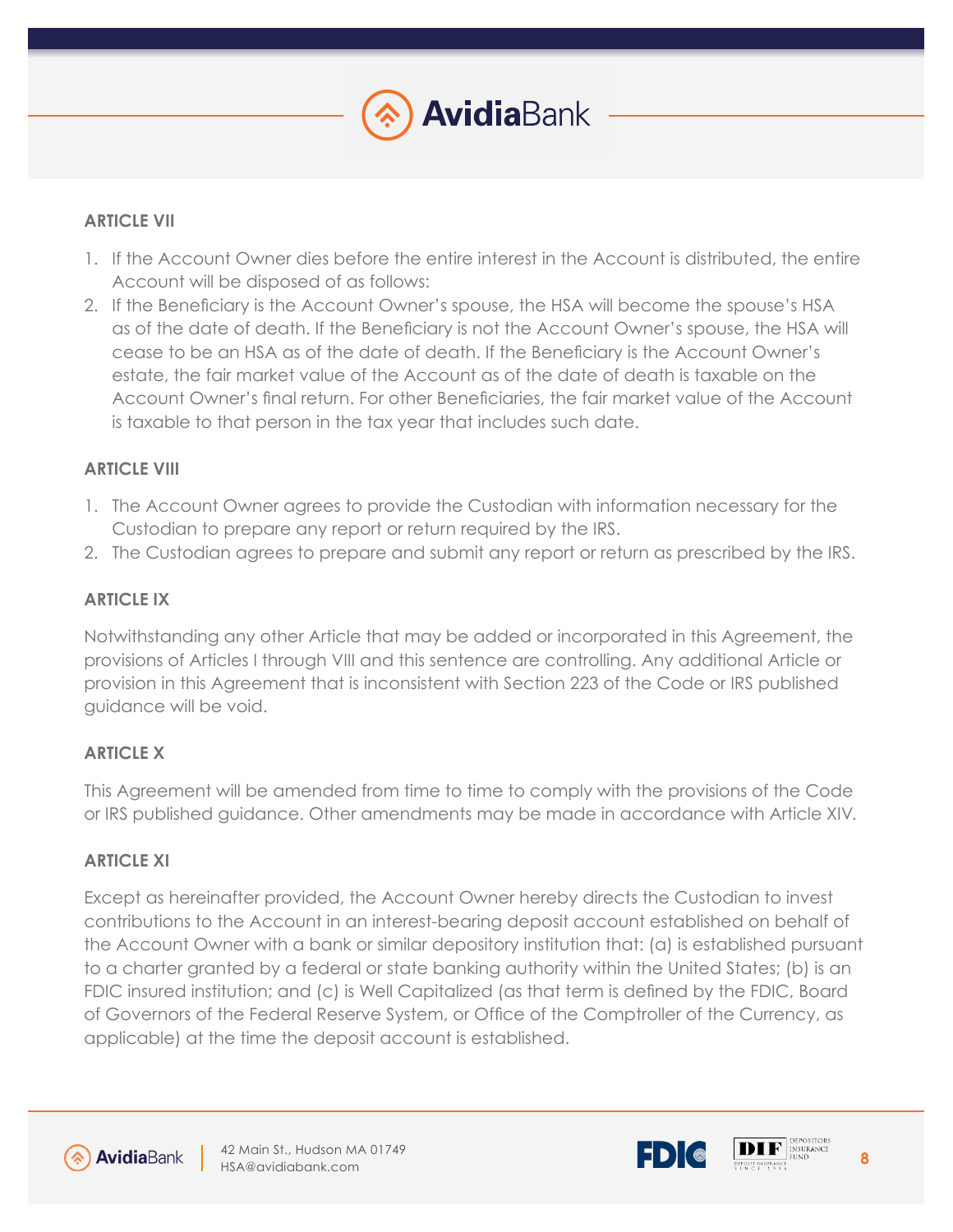### ARTICLE VII

1. If the Account Owner dies before the entire interest in the Account is distributed, the entire Account will be disposed of as follows:
2. If the Beneficiary is the Account Owner's spouse, the HSA will become the spouse's HSA as of the date of death. If the Beneficiary is not the Account Owner's spouse, the HSA will cease to be an HSA as of the date of death. If the Beneficiary is the Account Owner's estate, the fair market value of the Account as of the date of death is taxable on the Account Owner's final return. For other Beneficiaries, the fair market value of the Account is taxable to that person in the tax year that includes such date.

### ARTICLE VIII

1. The Account Owner agrees to provide the Custodian with information necessary for the Custodian to prepare any report or return required by the IRS.
2. The Custodian agrees to prepare and submit any report or return as prescribed by the IRS.

### ARTICLE IX

Notwithstanding any other Article that may be added or incorporated in this Agreement, the provisions of Articles I through VIII and this sentence are controlling. Any additional Article or provision in this Agreement that is inconsistent with Section 223 of the Code or IRS published guidance will be void.

### ARTICLE X

This Agreement will be amended from time to time to comply with the provisions of the Code or IRS published guidance. Other amendments may be made in accordance with Article XIV.

### ARTICLE XI

Except as hereinafter provided, the Account Owner hereby directs the Custodian to invest contributions to the Account in an interest-bearing deposit account established on behalf of the Account Owner with a bank or similar depository institution that: (a) is established pursuant to a charter granted by a federal or state banking authority within the United States; (b) is an FDIC insured institution; and (c) is Well Capitalized (as that term is defined by the FDIC, Board of Governors of the Federal Reserve System, or Office of the Comptroller of the Currency, as applicable) at the time the deposit account is established.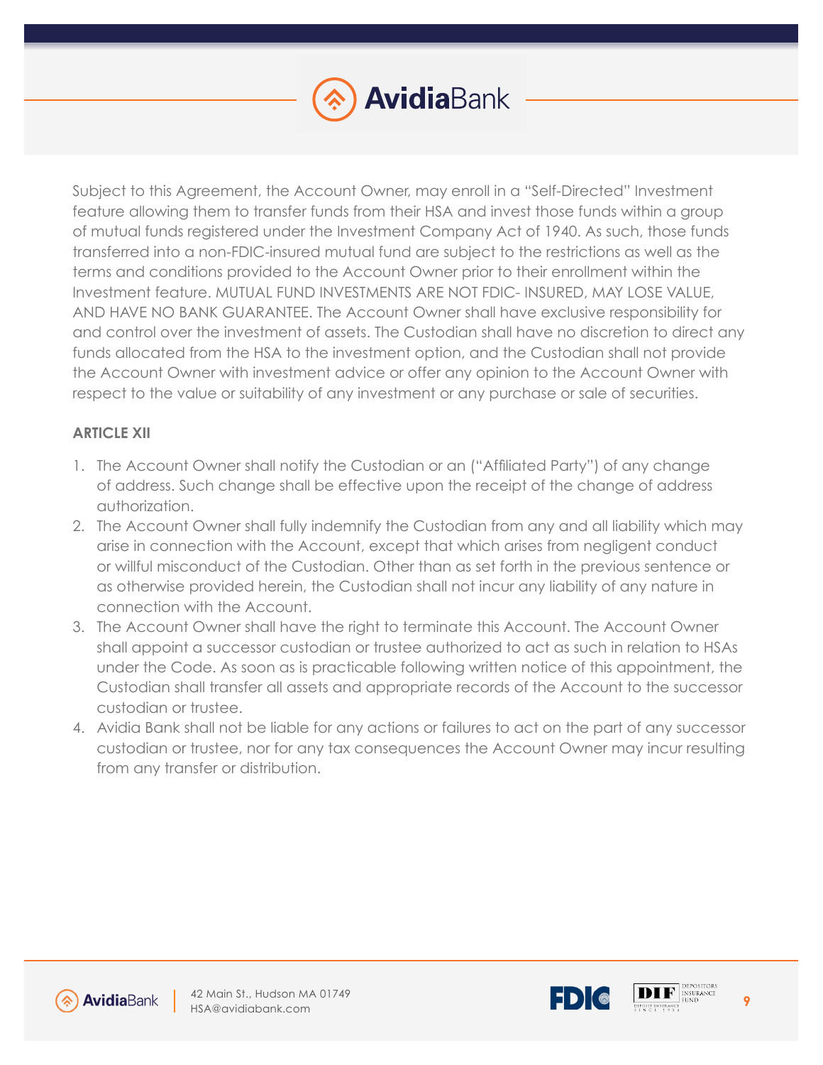Subject to this Agreement, the Account Owner, may enroll in a "Self-Directed" Investment feature allowing them to transfer funds from their HSA and invest those funds within a group of mutual funds registered under the Investment Company Act of 1940. As such, those funds transferred into a non-FDIC-insured mutual fund are subject to the restrictions as well as the terms and conditions provided to the Account Owner prior to their enrollment within the Investment feature. MUTUAL FUND INVESTMENTS ARE NOT FDIC- INSURED, MAY LOSE VALUE, AND HAVE NO BANK GUARANTEE. The Account Owner shall have exclusive responsibility for and control over the investment of assets. The Custodian shall have no discretion to direct any funds allocated from the HSA to the investment option, and the Custodian shall not provide the Account Owner with investment advice or offer any opinion to the Account Owner with respect to the value or suitability of any investment or any purchase or sale of securities.

**ARTICLE XII**

1. The Account Owner shall notify the Custodian or an ("Affiliated Party") of any change of address. Such change shall be effective upon the receipt of the change of address authorization.
2. The Account Owner shall fully indemnify the Custodian from any and all liability which may arise in connection with the Account, except that which arises from negligent conduct or willful misconduct of the Custodian. Other than as set forth in the previous sentence or as otherwise provided herein, the Custodian shall not incur any liability of any nature in connection with the Account.
3. The Account Owner shall have the right to terminate this Account. The Account Owner shall appoint a successor custodian or trustee authorized to act as such in relation to HSAs under the Code. As soon as is practicable following written notice of this appointment, the Custodian shall transfer all assets and appropriate records of the Account to the successor custodian or trustee.
4. Avidia Bank shall not be liable for any actions or failures to act on the part of any successor custodian or trustee, nor for any tax consequences the Account Owner may incur resulting from any transfer or distribution.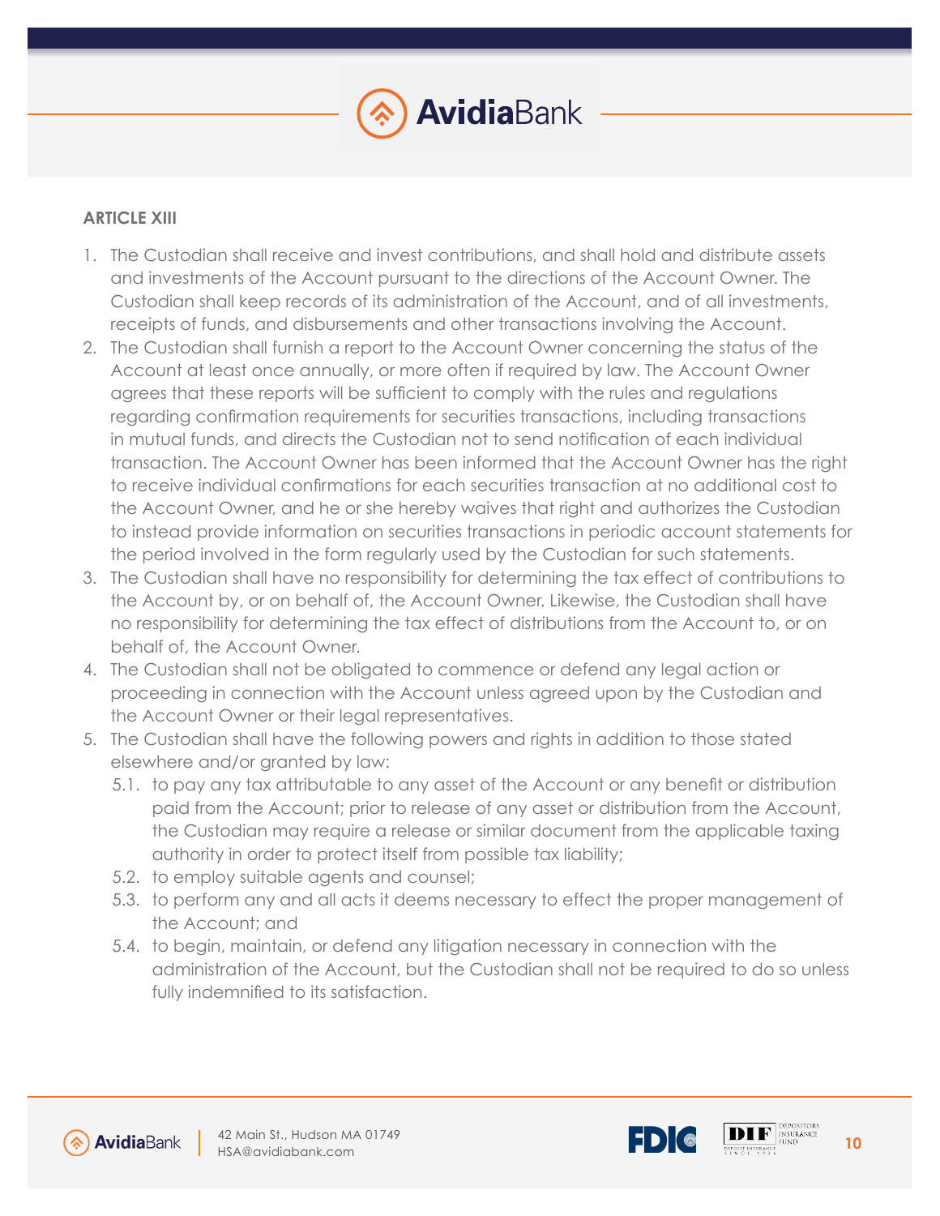### ARTICLE XIII

1. The Custodian shall receive and invest contributions, and shall hold and distribute assets and investments of the Account pursuant to the directions of the Account Owner. The Custodian shall keep records of its administration of the Account, and of all investments, receipts of funds, and disbursements and other transactions involving the Account.
2. The Custodian shall furnish a report to the Account Owner concerning the status of the Account at least once annually, or more often if required by law. The Account Owner agrees that these reports will be sufficient to comply with the rules and regulations regarding confirmation requirements for securities transactions, including transactions in mutual funds, and directs the Custodian not to send notification of each individual transaction. The Account Owner has been informed that the Account Owner has the right to receive individual confirmations for each securities transaction at no additional cost to the Account Owner, and he or she hereby waives that right and authorizes the Custodian to instead provide information on securities transactions in periodic account statements for the period involved in the form regularly used by the Custodian for such statements.
3. The Custodian shall have no responsibility for determining the tax effect of contributions to the Account by, or on behalf of, the Account Owner. Likewise, the Custodian shall have no responsibility for determining the tax effect of distributions from the Account to, or on behalf of, the Account Owner.
4. The Custodian shall not be obligated to commence or defend any legal action or proceeding in connection with the Account unless agreed upon by the Custodian and the Account Owner or their legal representatives.
5. The Custodian shall have the following powers and rights in addition to those stated elsewhere and/or granted by law:
   - 5.1. to pay any tax attributable to any asset of the Account or any benefit or distribution paid from the Account; prior to release of any asset or distribution from the Account, the Custodian may require a release or similar document from the applicable taxing authority in order to protect itself from possible tax liability;
   - 5.2. to employ suitable agents and counsel;
   - 5.3. to perform any and all acts it deems necessary to effect the proper management of the Account; and
   - 5.4. to begin, maintain, or defend any litigation necessary in connection with the administration of the Account, but the Custodian shall not be required to do so unless fully indemnified to its satisfaction.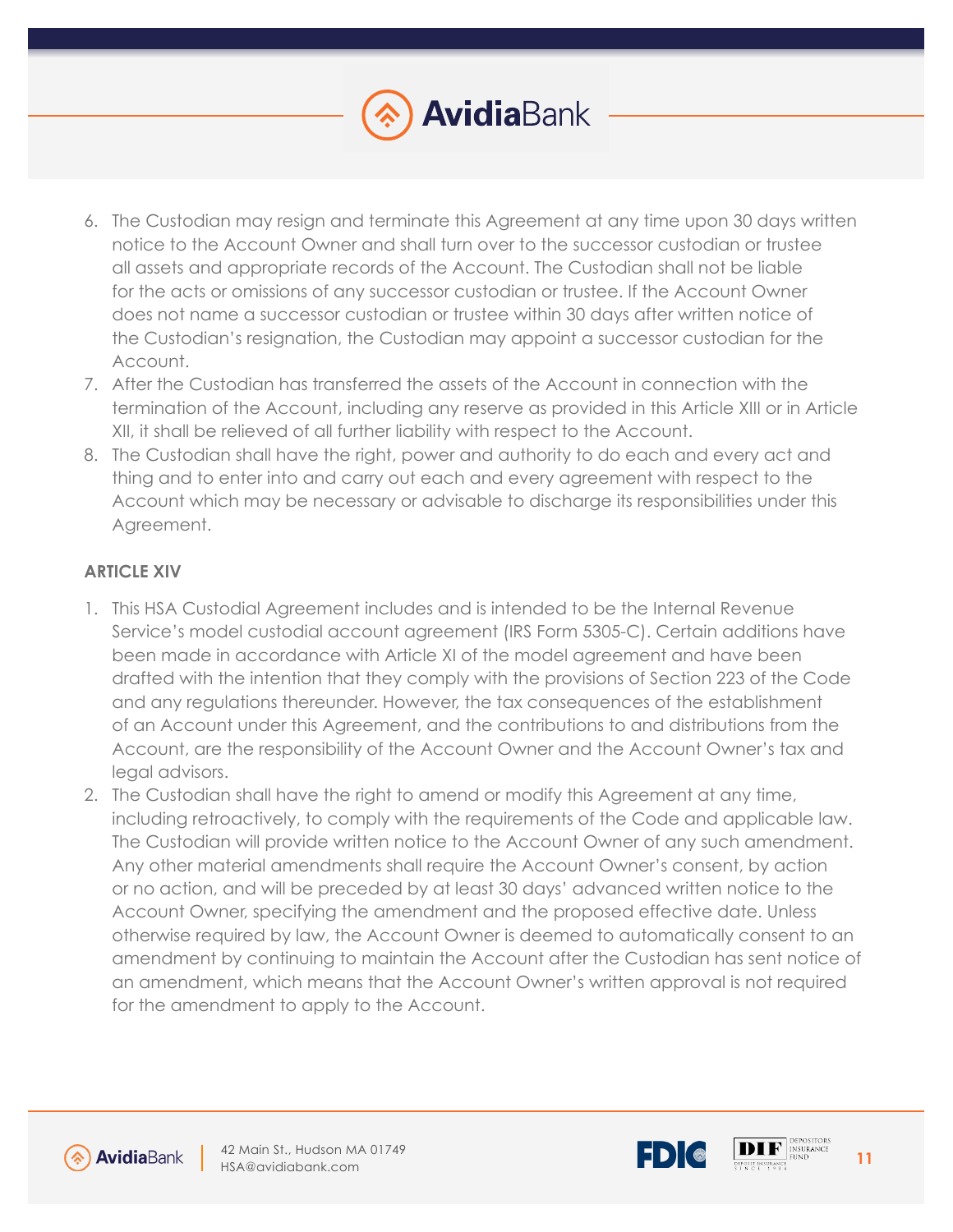6. The Custodian may resign and terminate this Agreement at any time upon 30 days written notice to the Account Owner and shall turn over to the successor custodian or trustee all assets and appropriate records of the Account. The Custodian shall not be liable for the acts or omissions of any successor custodian or trustee. If the Account Owner does not name a successor custodian or trustee within 30 days after written notice of the Custodian's resignation, the Custodian may appoint a successor custodian for the Account.
7. After the Custodian has transferred the assets of the Account in connection with the termination of the Account, including any reserve as provided in this Article XIII or in Article XII, it shall be relieved of all further liability with respect to the Account.
8. The Custodian shall have the right, power and authority to do each and every act and thing and to enter into and carry out each and every agreement with respect to the Account which may be necessary or advisable to discharge its responsibilities under this Agreement.

**ARTICLE XIV**

1. This HSA Custodial Agreement includes and is intended to be the Internal Revenue Service's model custodial account agreement (IRS Form 5305-C). Certain additions have been made in accordance with Article XI of the model agreement and have been drafted with the intention that they comply with the provisions of Section 223 of the Code and any regulations thereunder. However, the tax consequences of the establishment of an Account under this Agreement, and the contributions to and distributions from the Account, are the responsibility of the Account Owner and the Account Owner's tax and legal advisors.
2. The Custodian shall have the right to amend or modify this Agreement at any time, including retroactively, to comply with the requirements of the Code and applicable law. The Custodian will provide written notice to the Account Owner of any such amendment. Any other material amendments shall require the Account Owner's consent, by action or no action, and will be preceded by at least 30 days' advanced written notice to the Account Owner, specifying the amendment and the proposed effective date. Unless otherwise required by law, the Account Owner is deemed to automatically consent to an amendment by continuing to maintain the Account after the Custodian has sent notice of an amendment, which means that the Account Owner's written approval is not required for the amendment to apply to the Account.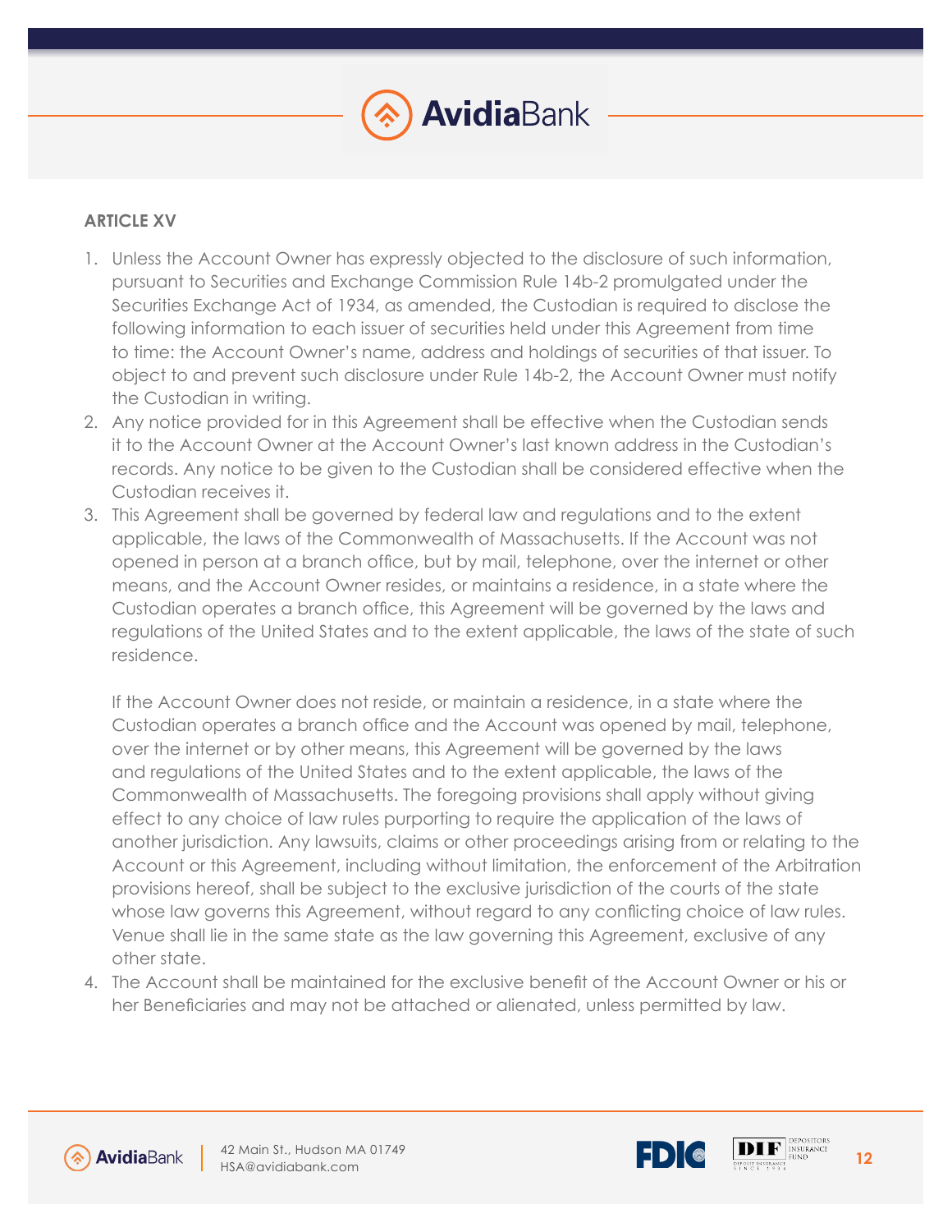## ARTICLE XV

1. Unless the Account Owner has expressly objected to the disclosure of such information, pursuant to Securities and Exchange Commission Rule 14b-2 promulgated under the Securities Exchange Act of 1934, as amended, the Custodian is required to disclose the following information to each issuer of securities held under this Agreement from time to time: the Account Owner's name, address and holdings of securities of that issuer. To object to and prevent such disclosure under Rule 14b-2, the Account Owner must notify the Custodian in writing.
2. Any notice provided for in this Agreement shall be effective when the Custodian sends it to the Account Owner at the Account Owner's last known address in the Custodian's records. Any notice to be given to the Custodian shall be considered effective when the Custodian receives it.
3. This Agreement shall be governed by federal law and regulations and to the extent applicable, the laws of the Commonwealth of Massachusetts. If the Account was not opened in person at a branch office, but by mail, telephone, over the internet or other means, and the Account Owner resides, or maintains a residence, in a state where the Custodian operates a branch office, this Agreement will be governed by the laws and regulations of the United States and to the extent applicable, the laws of the state of such residence.

   If the Account Owner does not reside, or maintain a residence, in a state where the Custodian operates a branch office and the Account was opened by mail, telephone, over the internet or by other means, this Agreement will be governed by the laws and regulations of the United States and to the extent applicable, the laws of the Commonwealth of Massachusetts. The foregoing provisions shall apply without giving effect to any choice of law rules purporting to require the application of the laws of another jurisdiction. Any lawsuits, claims or other proceedings arising from or relating to the Account or this Agreement, including without limitation, the enforcement of the Arbitration provisions hereof, shall be subject to the exclusive jurisdiction of the courts of the state whose law governs this Agreement, without regard to any conflicting choice of law rules. Venue shall lie in the same state as the law governing this Agreement, exclusive of any other state.
4. The Account shall be maintained for the exclusive benefit of the Account Owner or his or her Beneficiaries and may not be attached or alienated, unless permitted by law.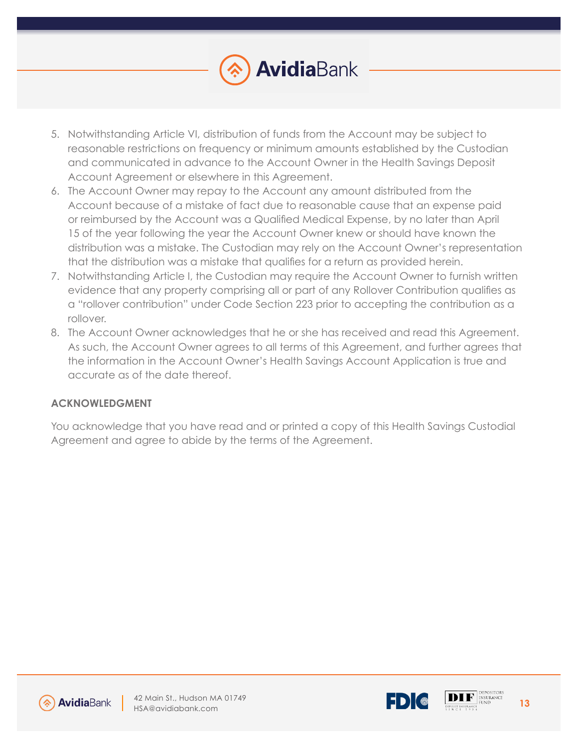5. Notwithstanding Article VI, distribution of funds from the Account may be subject to reasonable restrictions on frequency or minimum amounts established by the Custodian and communicated in advance to the Account Owner in the Health Savings Deposit Account Agreement or elsewhere in this Agreement.
6. The Account Owner may repay to the Account any amount distributed from the Account because of a mistake of fact due to reasonable cause that an expense paid or reimbursed by the Account was a Qualified Medical Expense, by no later than April 15 of the year following the year the Account Owner knew or should have known the distribution was a mistake. The Custodian may rely on the Account Owner's representation that the distribution was a mistake that qualifies for a return as provided herein.
7. Notwithstanding Article I, the Custodian may require the Account Owner to furnish written evidence that any property comprising all or part of any Rollover Contribution qualifies as a "rollover contribution" under Code Section 223 prior to accepting the contribution as a rollover.
8. The Account Owner acknowledges that he or she has received and read this Agreement. As such, the Account Owner agrees to all terms of this Agreement, and further agrees that the information in the Account Owner's Health Savings Account Application is true and accurate as of the date thereof.

**ACKNOWLEDGMENT**

You acknowledge that you have read and or printed a copy of this Health Savings Custodial Agreement and agree to abide by the terms of the Agreement.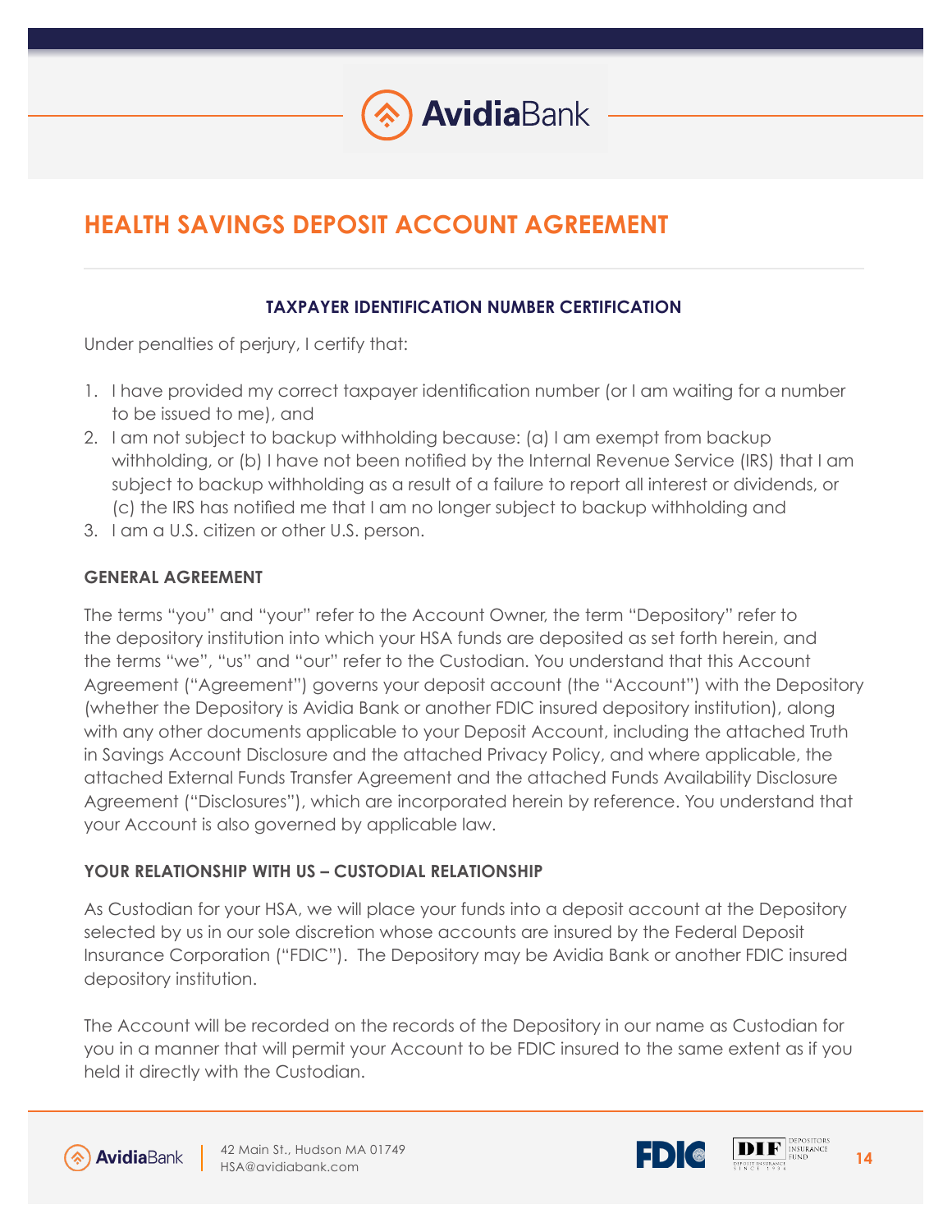# HEALTH SAVINGS DEPOSIT ACCOUNT AGREEMENT

### TAXPAYER IDENTIFICATION NUMBER CERTIFICATION

Under penalties of perjury, I certify that:

1. I have provided my correct taxpayer identification number (or I am waiting for a number to be issued to me), and
2. I am not subject to backup withholding because: (a) I am exempt from backup withholding, or (b) I have not been notified by the Internal Revenue Service (IRS) that I am subject to backup withholding as a result of a failure to report all interest or dividends, or (c) the IRS has notified me that I am no longer subject to backup withholding and
3. I am a U.S. citizen or other U.S. person.

### GENERAL AGREEMENT

The terms "you" and "your" refer to the Account Owner, the term "Depository" refer to the depository institution into which your HSA funds are deposited as set forth herein, and the terms "we", "us" and "our" refer to the Custodian. You understand that this Account Agreement ("Agreement") governs your deposit account (the "Account") with the Depository (whether the Depository is Avidia Bank or another FDIC insured depository institution), along with any other documents applicable to your Deposit Account, including the attached Truth in Savings Account Disclosure and the attached Privacy Policy, and where applicable, the attached External Funds Transfer Agreement and the attached Funds Availability Disclosure Agreement ("Disclosures"), which are incorporated herein by reference. You understand that your Account is also governed by applicable law.

### YOUR RELATIONSHIP WITH US – CUSTODIAL RELATIONSHIP

As Custodian for your HSA, we will place your funds into a deposit account at the Depository selected by us in our sole discretion whose accounts are insured by the Federal Deposit Insurance Corporation ("FDIC"). The Depository may be Avidia Bank or another FDIC insured depository institution.

The Account will be recorded on the records of the Depository in our name as Custodian for you in a manner that will permit your Account to be FDIC insured to the same extent as if you held it directly with the Custodian.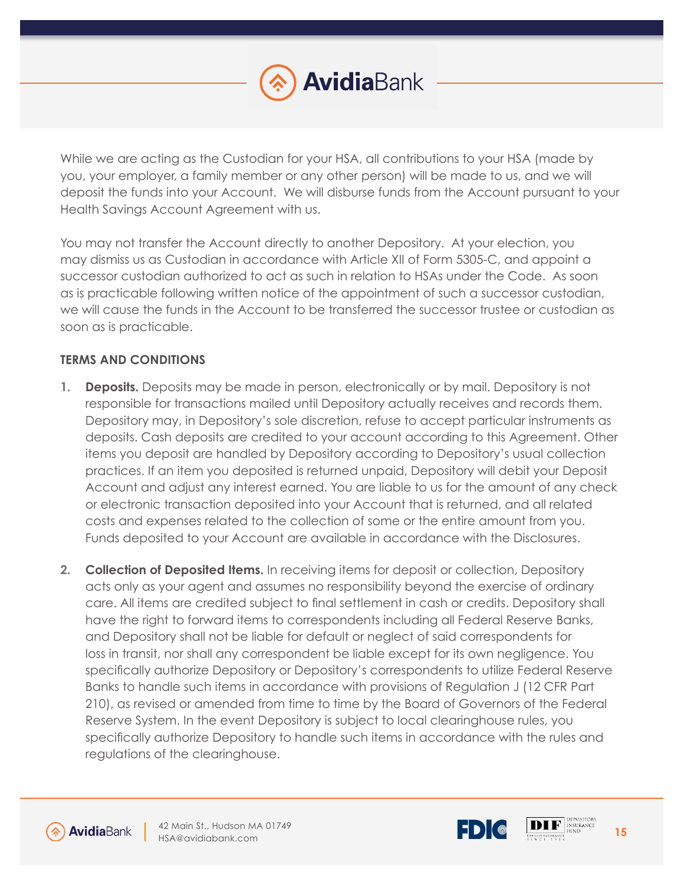While we are acting as the Custodian for your HSA, all contributions to your HSA (made by you, your employer, a family member or any other person) will be made to us, and we will deposit the funds into your Account. We will disburse funds from the Account pursuant to your Health Savings Account Agreement with us.

You may not transfer the Account directly to another Depository. At your election, you may dismiss us as Custodian in accordance with Article XII of Form 5305-C, and appoint a successor custodian authorized to act as such in relation to HSAs under the Code. As soon as is practicable following written notice of the appointment of such a successor custodian, we will cause the funds in the Account to be transferred the successor trustee or custodian as soon as is practicable.

**TERMS AND CONDITIONS**

1. **Deposits.** Deposits may be made in person, electronically or by mail. Depository is not responsible for transactions mailed until Depository actually receives and records them. Depository may, in Depository's sole discretion, refuse to accept particular instruments as deposits. Cash deposits are credited to your account according to this Agreement. Other items you deposit are handled by Depository according to Depository's usual collection practices. If an item you deposited is returned unpaid, Depository will debit your Deposit Account and adjust any interest earned. You are liable to us for the amount of any check or electronic transaction deposited into your Account that is returned, and all related costs and expenses related to the collection of some or the entire amount from you. Funds deposited to your Account are available in accordance with the Disclosures.

2. **Collection of Deposited Items.** In receiving items for deposit or collection, Depository acts only as your agent and assumes no responsibility beyond the exercise of ordinary care. All items are credited subject to final settlement in cash or credits. Depository shall have the right to forward items to correspondents including all Federal Reserve Banks, and Depository shall not be liable for default or neglect of said correspondents for loss in transit, nor shall any correspondent be liable except for its own negligence. You specifically authorize Depository or Depository's correspondents to utilize Federal Reserve Banks to handle such items in accordance with provisions of Regulation J (12 CFR Part 210), as revised or amended from time to time by the Board of Governors of the Federal Reserve System. In the event Depository is subject to local clearinghouse rules, you specifically authorize Depository to handle such items in accordance with the rules and regulations of the clearinghouse.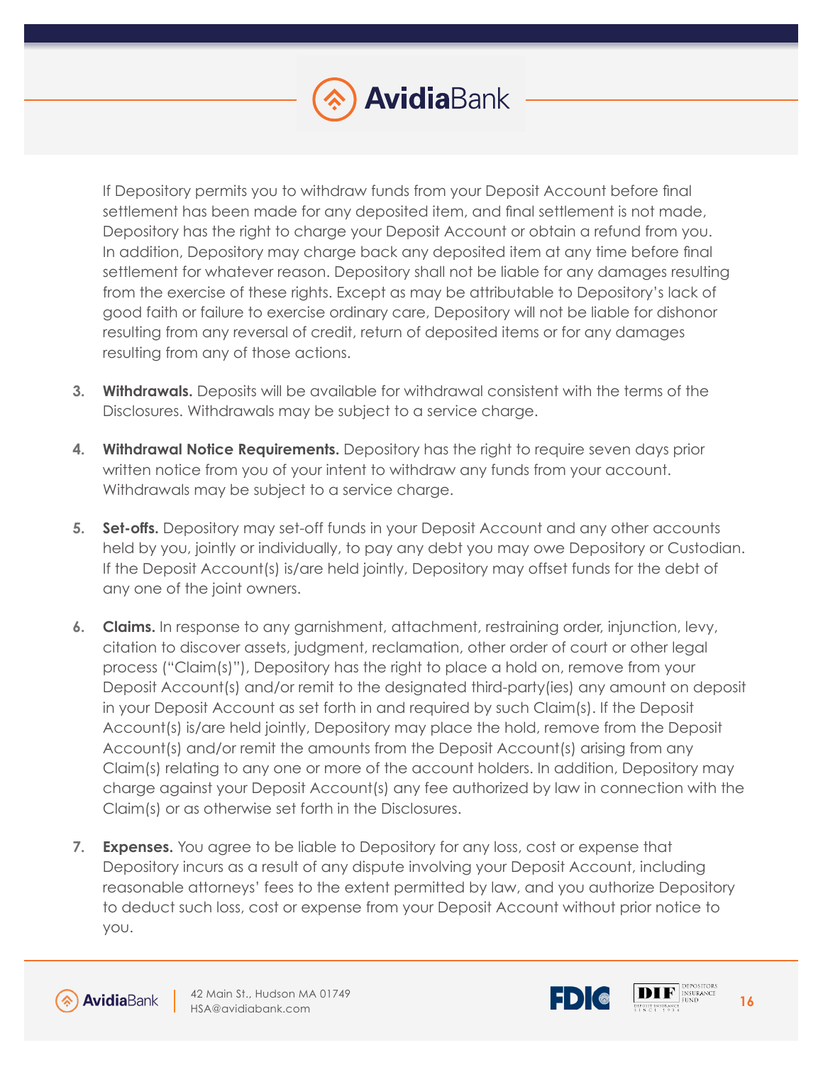If Depository permits you to withdraw funds from your Deposit Account before final settlement has been made for any deposited item, and final settlement is not made, Depository has the right to charge your Deposit Account or obtain a refund from you. In addition, Depository may charge back any deposited item at any time before final settlement for whatever reason. Depository shall not be liable for any damages resulting from the exercise of these rights. Except as may be attributable to Depository's lack of good faith or failure to exercise ordinary care, Depository will not be liable for dishonor resulting from any reversal of credit, return of deposited items or for any damages resulting from any of those actions.

3. **Withdrawals.** Deposits will be available for withdrawal consistent with the terms of the Disclosures. Withdrawals may be subject to a service charge.

4. **Withdrawal Notice Requirements.** Depository has the right to require seven days prior written notice from you of your intent to withdraw any funds from your account. Withdrawals may be subject to a service charge.

5. **Set-offs.** Depository may set-off funds in your Deposit Account and any other accounts held by you, jointly or individually, to pay any debt you may owe Depository or Custodian. If the Deposit Account(s) is/are held jointly, Depository may offset funds for the debt of any one of the joint owners.

6. **Claims.** In response to any garnishment, attachment, restraining order, injunction, levy, citation to discover assets, judgment, reclamation, other order of court or other legal process ("Claim(s)"), Depository has the right to place a hold on, remove from your Deposit Account(s) and/or remit to the designated third-party(ies) any amount on deposit in your Deposit Account as set forth in and required by such Claim(s). If the Deposit Account(s) is/are held jointly, Depository may place the hold, remove from the Deposit Account(s) and/or remit the amounts from the Deposit Account(s) arising from any Claim(s) relating to any one or more of the account holders. In addition, Depository may charge against your Deposit Account(s) any fee authorized by law in connection with the Claim(s) or as otherwise set forth in the Disclosures.

7. **Expenses.** You agree to be liable to Depository for any loss, cost or expense that Depository incurs as a result of any dispute involving your Deposit Account, including reasonable attorneys' fees to the extent permitted by law, and you authorize Depository to deduct such loss, cost or expense from your Deposit Account without prior notice to you.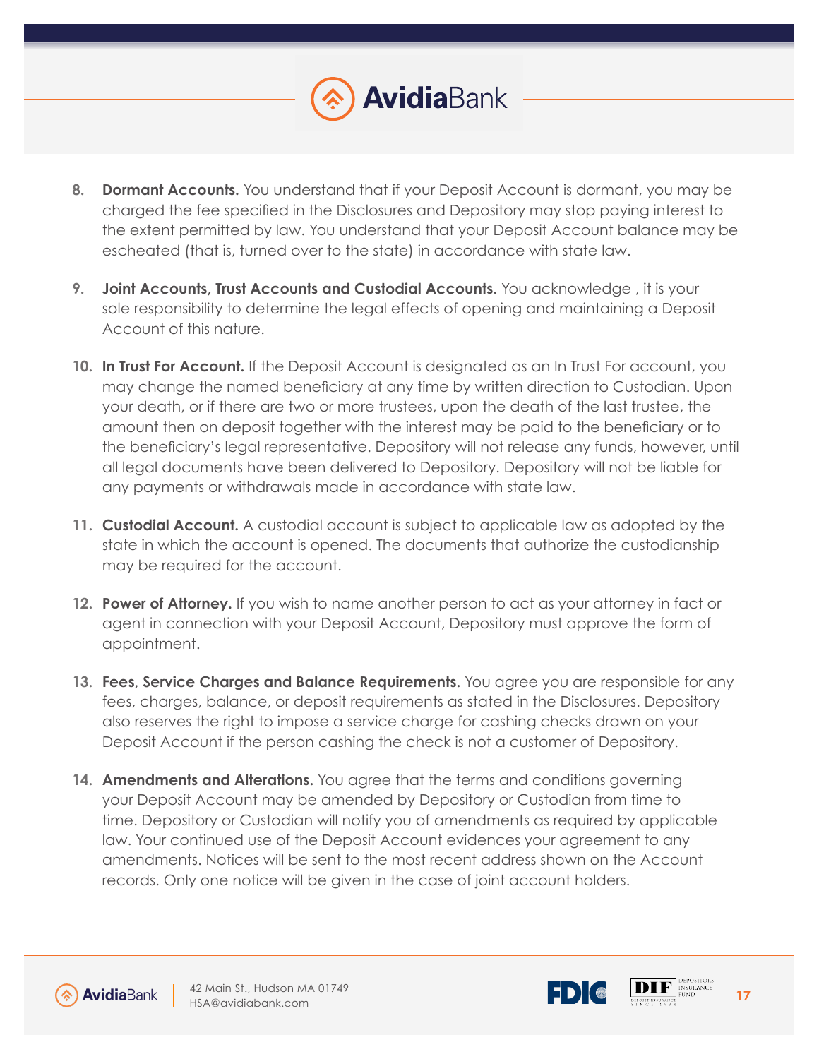8. **Dormant Accounts.** You understand that if your Deposit Account is dormant, you may be charged the fee specified in the Disclosures and Depository may stop paying interest to the extent permitted by law. You understand that your Deposit Account balance may be escheated (that is, turned over to the state) in accordance with state law.

9. **Joint Accounts, Trust Accounts and Custodial Accounts.** You acknowledge , it is your sole responsibility to determine the legal effects of opening and maintaining a Deposit Account of this nature.

10. **In Trust For Account.** If the Deposit Account is designated as an In Trust For account, you may change the named beneficiary at any time by written direction to Custodian. Upon your death, or if there are two or more trustees, upon the death of the last trustee, the amount then on deposit together with the interest may be paid to the beneficiary or to the beneficiary's legal representative. Depository will not release any funds, however, until all legal documents have been delivered to Depository. Depository will not be liable for any payments or withdrawals made in accordance with state law.

11. **Custodial Account.** A custodial account is subject to applicable law as adopted by the state in which the account is opened. The documents that authorize the custodianship may be required for the account.

12. **Power of Attorney.** If you wish to name another person to act as your attorney in fact or agent in connection with your Deposit Account, Depository must approve the form of appointment.

13. **Fees, Service Charges and Balance Requirements.** You agree you are responsible for any fees, charges, balance, or deposit requirements as stated in the Disclosures. Depository also reserves the right to impose a service charge for cashing checks drawn on your Deposit Account if the person cashing the check is not a customer of Depository.

14. **Amendments and Alterations.** You agree that the terms and conditions governing your Deposit Account may be amended by Depository or Custodian from time to time. Depository or Custodian will notify you of amendments as required by applicable law. Your continued use of the Deposit Account evidences your agreement to any amendments. Notices will be sent to the most recent address shown on the Account records. Only one notice will be given in the case of joint account holders.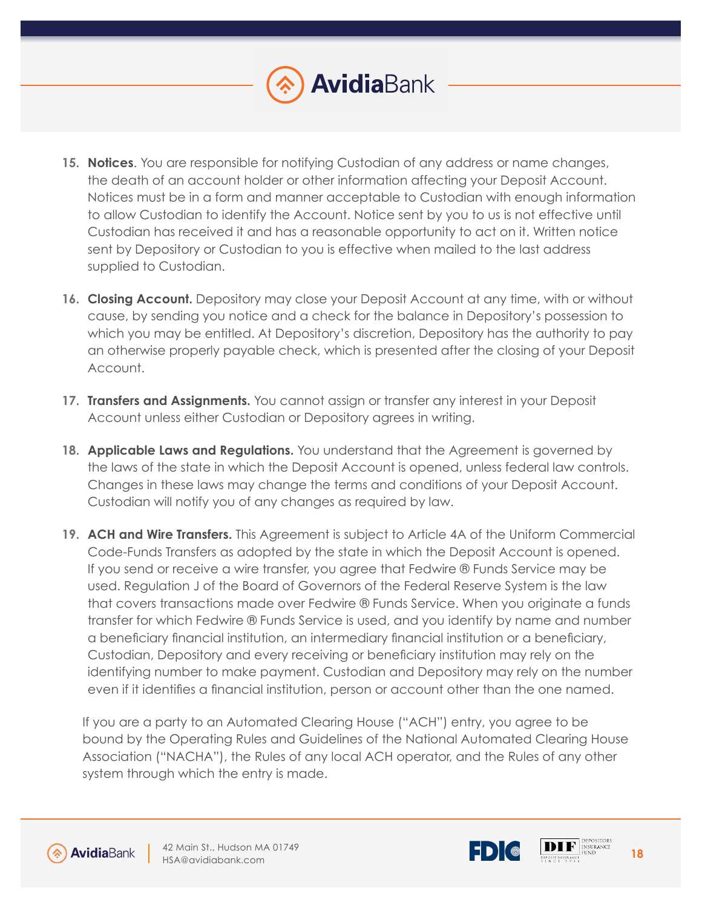15. **Notices**. You are responsible for notifying Custodian of any address or name changes, the death of an account holder or other information affecting your Deposit Account. Notices must be in a form and manner acceptable to Custodian with enough information to allow Custodian to identify the Account. Notice sent by you to us is not effective until Custodian has received it and has a reasonable opportunity to act on it. Written notice sent by Depository or Custodian to you is effective when mailed to the last address supplied to Custodian.

16. **Closing Account.** Depository may close your Deposit Account at any time, with or without cause, by sending you notice and a check for the balance in Depository's possession to which you may be entitled. At Depository's discretion, Depository has the authority to pay an otherwise properly payable check, which is presented after the closing of your Deposit Account.

17. **Transfers and Assignments.** You cannot assign or transfer any interest in your Deposit Account unless either Custodian or Depository agrees in writing.

18. **Applicable Laws and Regulations.** You understand that the Agreement is governed by the laws of the state in which the Deposit Account is opened, unless federal law controls. Changes in these laws may change the terms and conditions of your Deposit Account. Custodian will notify you of any changes as required by law.

19. **ACH and Wire Transfers.** This Agreement is subject to Article 4A of the Uniform Commercial Code-Funds Transfers as adopted by the state in which the Deposit Account is opened. If you send or receive a wire transfer, you agree that Fedwire ® Funds Service may be used. Regulation J of the Board of Governors of the Federal Reserve System is the law that covers transactions made over Fedwire ® Funds Service. When you originate a funds transfer for which Fedwire ® Funds Service is used, and you identify by name and number a beneficiary financial institution, an intermediary financial institution or a beneficiary, Custodian, Depository and every receiving or beneficiary institution may rely on the identifying number to make payment. Custodian and Depository may rely on the number even if it identifies a financial institution, person or account other than the one named.

    If you are a party to an Automated Clearing House ("ACH") entry, you agree to be bound by the Operating Rules and Guidelines of the National Automated Clearing House Association ("NACHA"), the Rules of any local ACH operator, and the Rules of any other system through which the entry is made.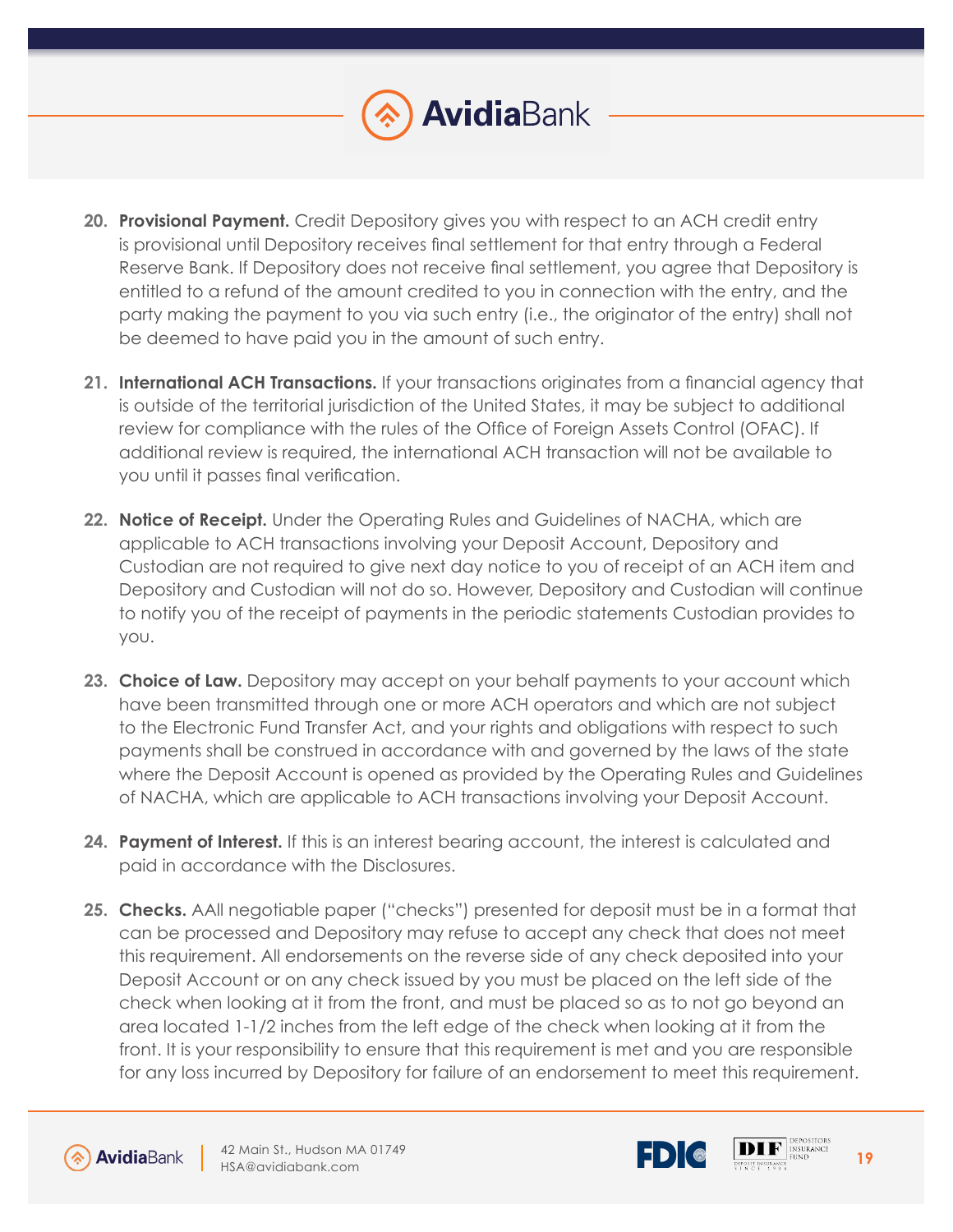20. **Provisional Payment.** Credit Depository gives you with respect to an ACH credit entry is provisional until Depository receives final settlement for that entry through a Federal Reserve Bank. If Depository does not receive final settlement, you agree that Depository is entitled to a refund of the amount credited to you in connection with the entry, and the party making the payment to you via such entry (i.e., the originator of the entry) shall not be deemed to have paid you in the amount of such entry.

21. **International ACH Transactions.** If your transactions originates from a financial agency that is outside of the territorial jurisdiction of the United States, it may be subject to additional review for compliance with the rules of the Office of Foreign Assets Control (OFAC). If additional review is required, the international ACH transaction will not be available to you until it passes final verification.

22. **Notice of Receipt.** Under the Operating Rules and Guidelines of NACHA, which are applicable to ACH transactions involving your Deposit Account, Depository and Custodian are not required to give next day notice to you of receipt of an ACH item and Depository and Custodian will not do so. However, Depository and Custodian will continue to notify you of the receipt of payments in the periodic statements Custodian provides to you.

23. **Choice of Law.** Depository may accept on your behalf payments to your account which have been transmitted through one or more ACH operators and which are not subject to the Electronic Fund Transfer Act, and your rights and obligations with respect to such payments shall be construed in accordance with and governed by the laws of the state where the Deposit Account is opened as provided by the Operating Rules and Guidelines of NACHA, which are applicable to ACH transactions involving your Deposit Account.

24. **Payment of Interest.** If this is an interest bearing account, the interest is calculated and paid in accordance with the Disclosures.

25. **Checks.** AAll negotiable paper ("checks") presented for deposit must be in a format that can be processed and Depository may refuse to accept any check that does not meet this requirement. All endorsements on the reverse side of any check deposited into your Deposit Account or on any check issued by you must be placed on the left side of the check when looking at it from the front, and must be placed so as to not go beyond an area located 1-1/2 inches from the left edge of the check when looking at it from the front. It is your responsibility to ensure that this requirement is met and you are responsible for any loss incurred by Depository for failure of an endorsement to meet this requirement.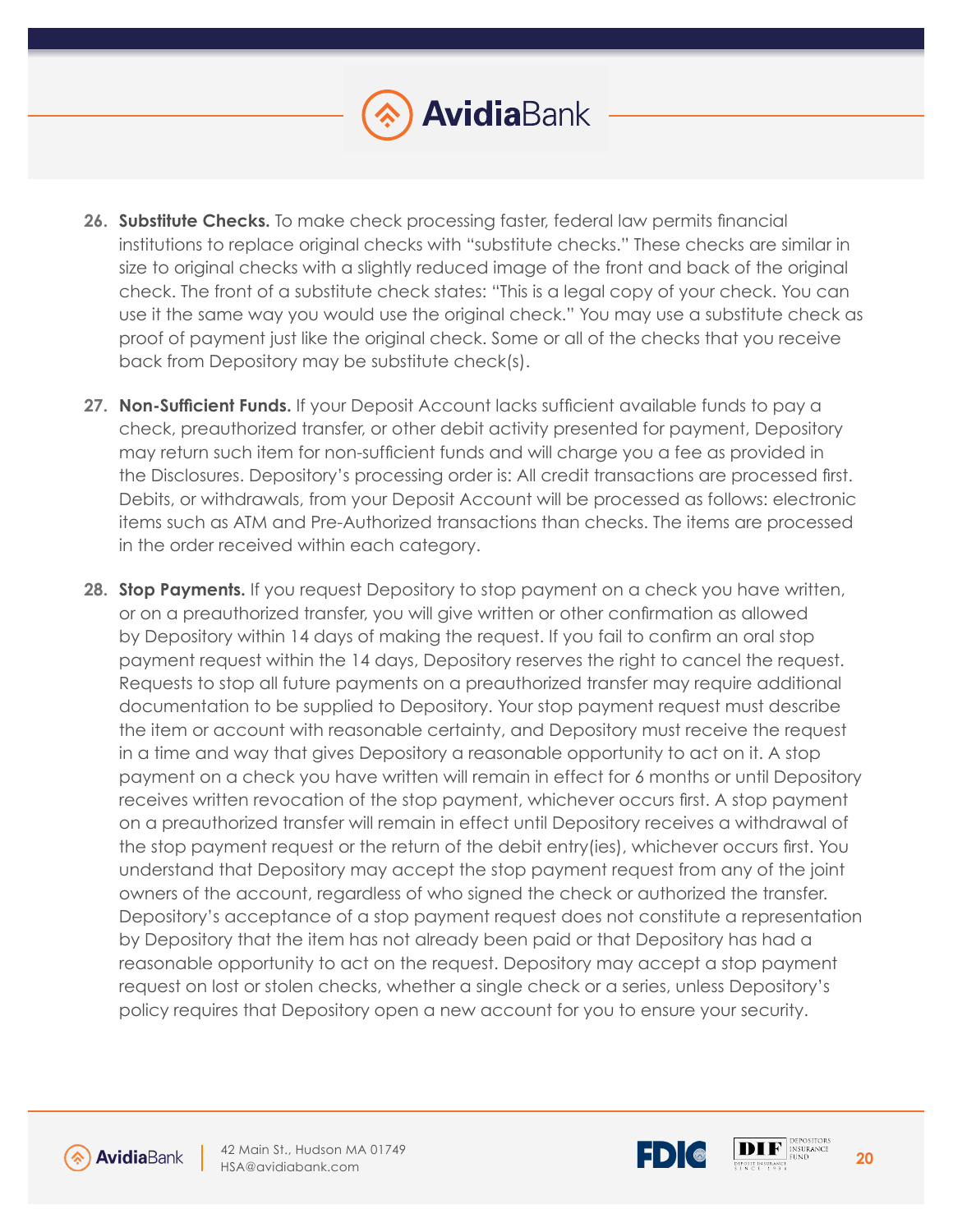26. **Substitute Checks.** To make check processing faster, federal law permits financial institutions to replace original checks with "substitute checks." These checks are similar in size to original checks with a slightly reduced image of the front and back of the original check. The front of a substitute check states: "This is a legal copy of your check. You can use it the same way you would use the original check." You may use a substitute check as proof of payment just like the original check. Some or all of the checks that you receive back from Depository may be substitute check(s).

27. **Non-Sufficient Funds.** If your Deposit Account lacks sufficient available funds to pay a check, preauthorized transfer, or other debit activity presented for payment, Depository may return such item for non-sufficient funds and will charge you a fee as provided in the Disclosures. Depository's processing order is: All credit transactions are processed first. Debits, or withdrawals, from your Deposit Account will be processed as follows: electronic items such as ATM and Pre-Authorized transactions than checks. The items are processed in the order received within each category.

28. **Stop Payments.** If you request Depository to stop payment on a check you have written, or on a preauthorized transfer, you will give written or other confirmation as allowed by Depository within 14 days of making the request. If you fail to confirm an oral stop payment request within the 14 days, Depository reserves the right to cancel the request. Requests to stop all future payments on a preauthorized transfer may require additional documentation to be supplied to Depository. Your stop payment request must describe the item or account with reasonable certainty, and Depository must receive the request in a time and way that gives Depository a reasonable opportunity to act on it. A stop payment on a check you have written will remain in effect for 6 months or until Depository receives written revocation of the stop payment, whichever occurs first. A stop payment on a preauthorized transfer will remain in effect until Depository receives a withdrawal of the stop payment request or the return of the debit entry(ies), whichever occurs first. You understand that Depository may accept the stop payment request from any of the joint owners of the account, regardless of who signed the check or authorized the transfer. Depository's acceptance of a stop payment request does not constitute a representation by Depository that the item has not already been paid or that Depository has had a reasonable opportunity to act on the request. Depository may accept a stop payment request on lost or stolen checks, whether a single check or a series, unless Depository's policy requires that Depository open a new account for you to ensure your security.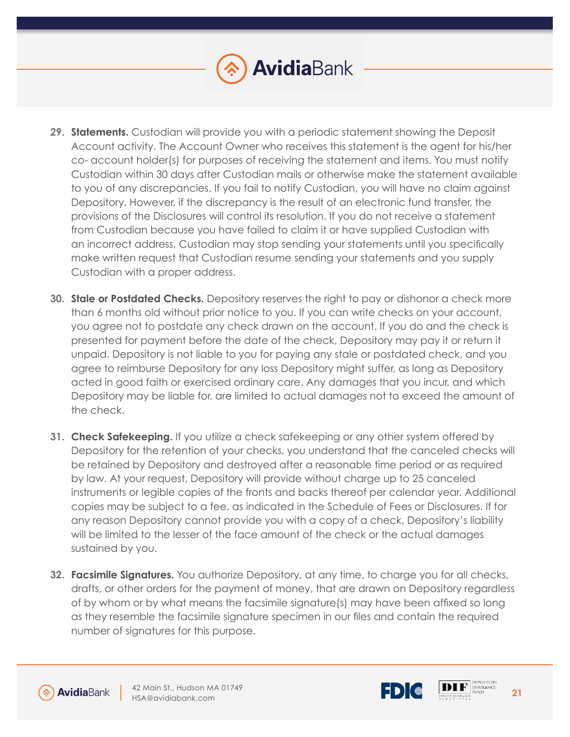29. **Statements.** Custodian will provide you with a periodic statement showing the Deposit Account activity. The Account Owner who receives this statement is the agent for his/her co- account holder(s) for purposes of receiving the statement and items. You must notify Custodian within 30 days after Custodian mails or otherwise make the statement available to you of any discrepancies. If you fail to notify Custodian, you will have no claim against Depository. However, if the discrepancy is the result of an electronic fund transfer, the provisions of the Disclosures will control its resolution. If you do not receive a statement from Custodian because you have failed to claim it or have supplied Custodian with an incorrect address, Custodian may stop sending your statements until you specifically make written request that Custodian resume sending your statements and you supply Custodian with a proper address.

30. **Stale or Postdated Checks.** Depository reserves the right to pay or dishonor a check more than 6 months old without prior notice to you. If you can write checks on your account, you agree not to postdate any check drawn on the account. If you do and the check is presented for payment before the date of the check, Depository may pay it or return it unpaid. Depository is not liable to you for paying any stale or postdated check, and you agree to reimburse Depository for any loss Depository might suffer, as long as Depository acted in good faith or exercised ordinary care. Any damages that you incur, and which Depository may be liable for, are limited to actual damages not to exceed the amount of the check.

31. **Check Safekeeping.** If you utilize a check safekeeping or any other system offered by Depository for the retention of your checks, you understand that the canceled checks will be retained by Depository and destroyed after a reasonable time period or as required by law. At your request, Depository will provide without charge up to 25 canceled instruments or legible copies of the fronts and backs thereof per calendar year. Additional copies may be subject to a fee, as indicated in the Schedule of Fees or Disclosures. If for any reason Depository cannot provide you with a copy of a check, Depository's liability will be limited to the lesser of the face amount of the check or the actual damages sustained by you.

32. **Facsimile Signatures.** You authorize Depository, at any time, to charge you for all checks, drafts, or other orders for the payment of money, that are drawn on Depository regardless of by whom or by what means the facsimile signature(s) may have been affixed so long as they resemble the facsimile signature specimen in our files and contain the required number of signatures for this purpose.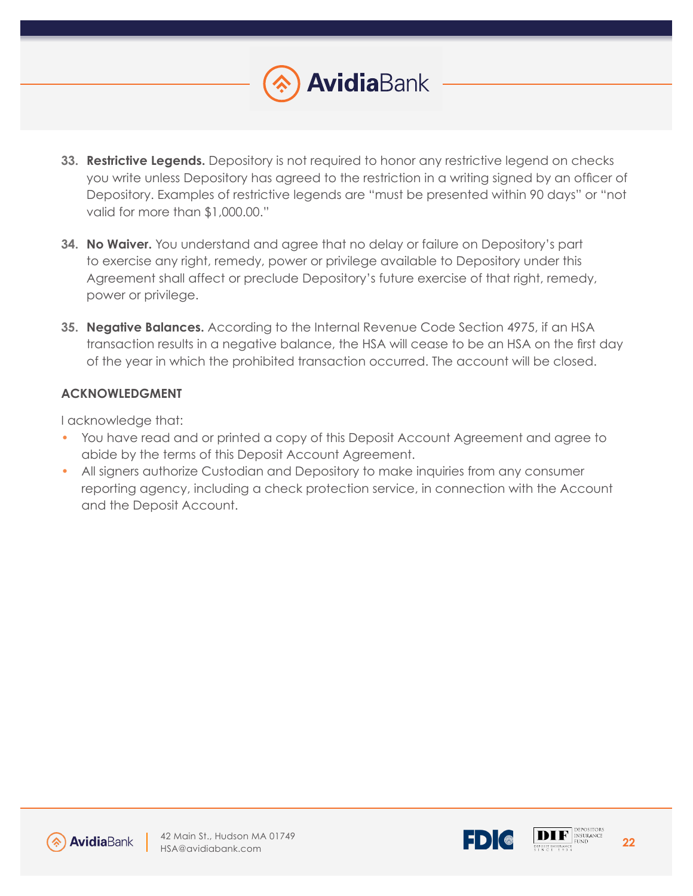33. **Restrictive Legends.** Depository is not required to honor any restrictive legend on checks you write unless Depository has agreed to the restriction in a writing signed by an officer of Depository. Examples of restrictive legends are “must be presented within 90 days” or “not valid for more than $1,000.00.”

34. **No Waiver.** You understand and agree that no delay or failure on Depository’s part to exercise any right, remedy, power or privilege available to Depository under this Agreement shall affect or preclude Depository’s future exercise of that right, remedy, power or privilege.

35. **Negative Balances.** According to the Internal Revenue Code Section 4975, if an HSA transaction results in a negative balance, the HSA will cease to be an HSA on the first day of the year in which the prohibited transaction occurred. The account will be closed.

**ACKNOWLEDGMENT**

I acknowledge that:

- You have read and or printed a copy of this Deposit Account Agreement and agree to abide by the terms of this Deposit Account Agreement.
- All signers authorize Custodian and Depository to make inquiries from any consumer reporting agency, including a check protection service, in connection with the Account and the Deposit Account.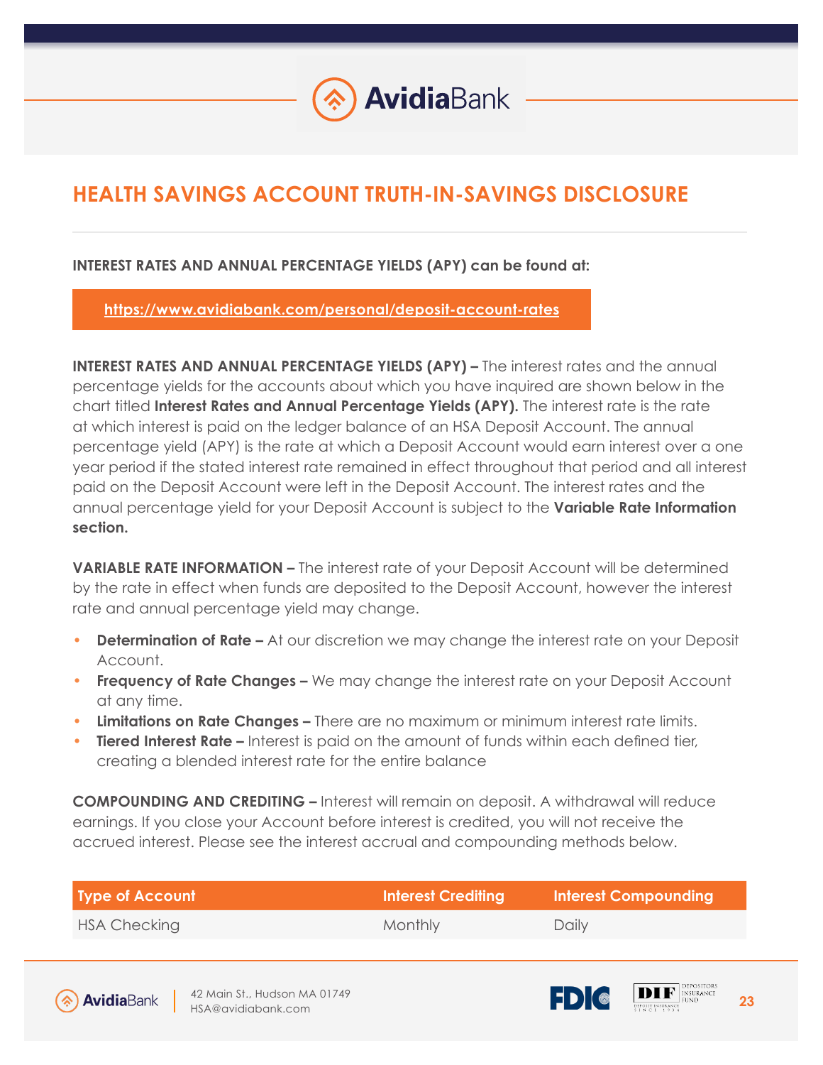# HEALTH SAVINGS ACCOUNT TRUTH-IN-SAVINGS DISCLOSURE

**INTEREST RATES AND ANNUAL PERCENTAGE YIELDS (APY) can be found at:**

**https://www.avidiabank.com/personal/deposit-account-rates**

**INTEREST RATES AND ANNUAL PERCENTAGE YIELDS (APY) –** The interest rates and the annual percentage yields for the accounts about which you have inquired are shown below in the chart titled **Interest Rates and Annual Percentage Yields (APY).** The interest rate is the rate at which interest is paid on the ledger balance of an HSA Deposit Account. The annual percentage yield (APY) is the rate at which a Deposit Account would earn interest over a one year period if the stated interest rate remained in effect throughout that period and all interest paid on the Deposit Account were left in the Deposit Account. The interest rates and the annual percentage yield for your Deposit Account is subject to the **Variable Rate Information section.**

**VARIABLE RATE INFORMATION –** The interest rate of your Deposit Account will be determined by the rate in effect when funds are deposited to the Deposit Account, however the interest rate and annual percentage yield may change.

- **Determination of Rate –** At our discretion we may change the interest rate on your Deposit Account.
- **Frequency of Rate Changes –** We may change the interest rate on your Deposit Account at any time.
- **Limitations on Rate Changes –** There are no maximum or minimum interest rate limits.
- **Tiered Interest Rate –** Interest is paid on the amount of funds within each defined tier, creating a blended interest rate for the entire balance

**COMPOUNDING AND CREDITING –** Interest will remain on deposit. A withdrawal will reduce earnings. If you close your Account before interest is credited, you will not receive the accrued interest. Please see the interest accrual and compounding methods below.

| Type of Account | Interest Crediting | Interest Compounding |
|---|---|---|
| HSA Checking | Monthly | Daily |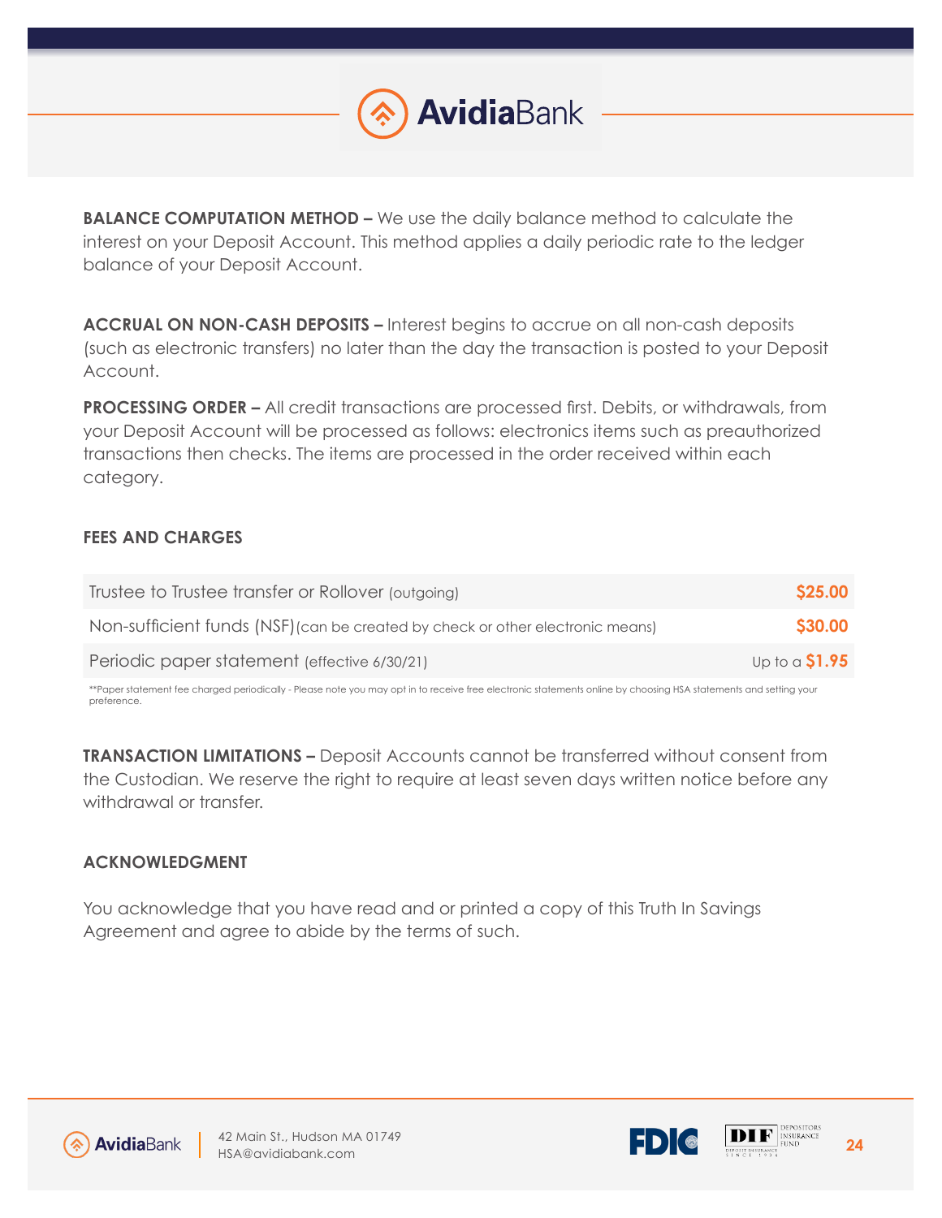**BALANCE COMPUTATION METHOD –** We use the daily balance method to calculate the interest on your Deposit Account. This method applies a daily periodic rate to the ledger balance of your Deposit Account.

**ACCRUAL ON NON-CASH DEPOSITS –** Interest begins to accrue on all non-cash deposits (such as electronic transfers) no later than the day the transaction is posted to your Deposit Account.

**PROCESSING ORDER –** All credit transactions are processed first. Debits, or withdrawals, from your Deposit Account will be processed as follows: electronics items such as preauthorized transactions then checks. The items are processed in the order received within each category.

## FEES AND CHARGES

| | |
|---|---|
| Trustee to Trustee transfer or Rollover (outgoing) | **$25.00** |
| Non-sufficient funds (NSF) (can be created by check or other electronic means) | **$30.00** |
| Periodic paper statement (effective 6/30/21) | Up to a **$1.95** |

**Paper statement fee charged periodically - Please note you may opt in to receive free electronic statements online by choosing HSA statements and setting your preference.

**TRANSACTION LIMITATIONS –** Deposit Accounts cannot be transferred without consent from the Custodian. We reserve the right to require at least seven days written notice before any withdrawal or transfer.

## ACKNOWLEDGMENT

You acknowledge that you have read and or printed a copy of this Truth In Savings Agreement and agree to abide by the terms of such.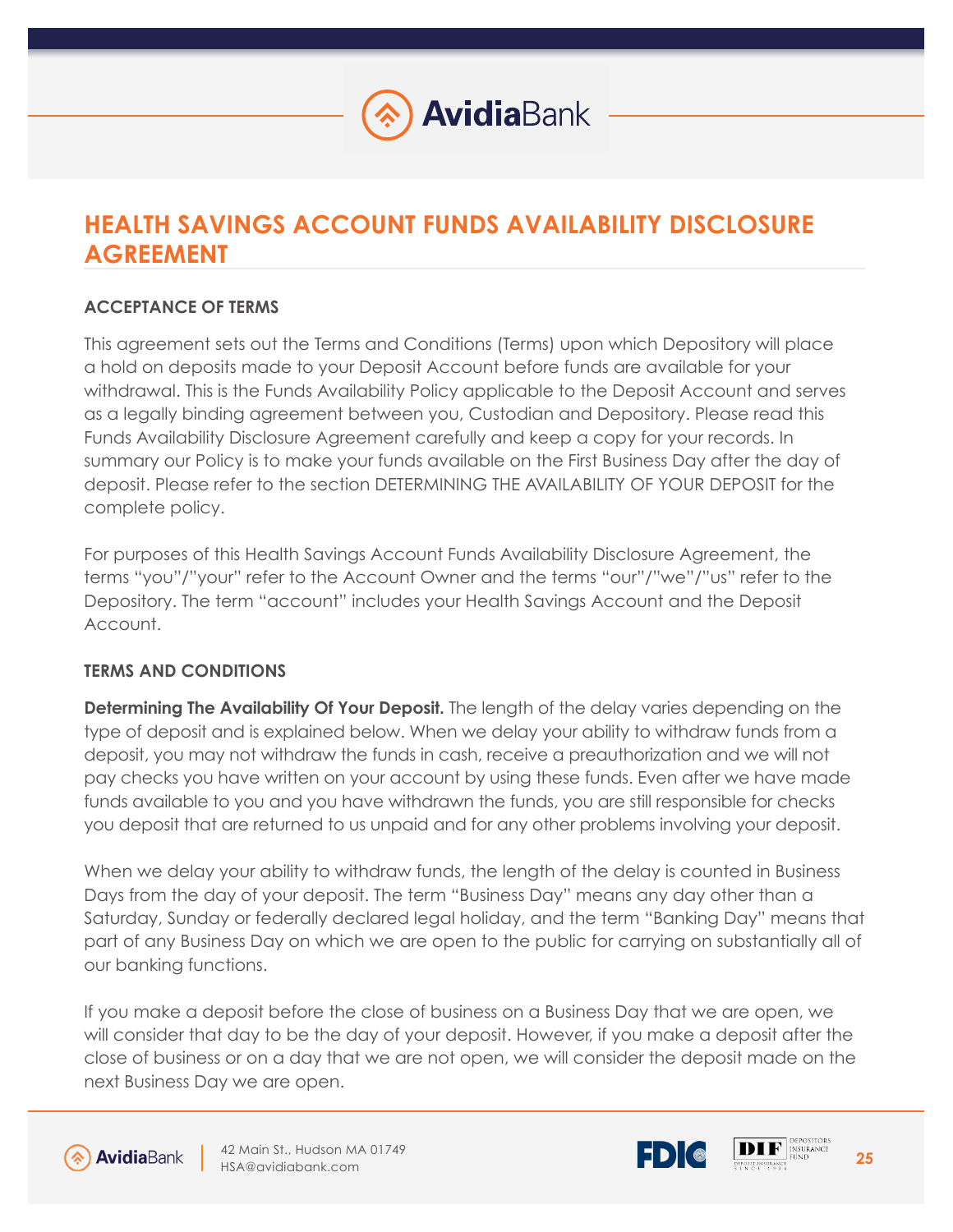# HEALTH SAVINGS ACCOUNT FUNDS AVAILABILITY DISCLOSURE AGREEMENT

### ACCEPTANCE OF TERMS

This agreement sets out the Terms and Conditions (Terms) upon which Depository will place a hold on deposits made to your Deposit Account before funds are available for your withdrawal. This is the Funds Availability Policy applicable to the Deposit Account and serves as a legally binding agreement between you, Custodian and Depository. Please read this Funds Availability Disclosure Agreement carefully and keep a copy for your records. In summary our Policy is to make your funds available on the First Business Day after the day of deposit. Please refer to the section DETERMINING THE AVAILABILITY OF YOUR DEPOSIT for the complete policy.

For purposes of this Health Savings Account Funds Availability Disclosure Agreement, the terms "you"/"your" refer to the Account Owner and the terms "our"/"we"/"us" refer to the Depository. The term "account" includes your Health Savings Account and the Deposit Account.

### TERMS AND CONDITIONS

**Determining The Availability Of Your Deposit.** The length of the delay varies depending on the type of deposit and is explained below. When we delay your ability to withdraw funds from a deposit, you may not withdraw the funds in cash, receive a preauthorization and we will not pay checks you have written on your account by using these funds. Even after we have made funds available to you and you have withdrawn the funds, you are still responsible for checks you deposit that are returned to us unpaid and for any other problems involving your deposit.

When we delay your ability to withdraw funds, the length of the delay is counted in Business Days from the day of your deposit. The term "Business Day" means any day other than a Saturday, Sunday or federally declared legal holiday, and the term "Banking Day" means that part of any Business Day on which we are open to the public for carrying on substantially all of our banking functions.

If you make a deposit before the close of business on a Business Day that we are open, we will consider that day to be the day of your deposit. However, if you make a deposit after the close of business or on a day that we are not open, we will consider the deposit made on the next Business Day we are open.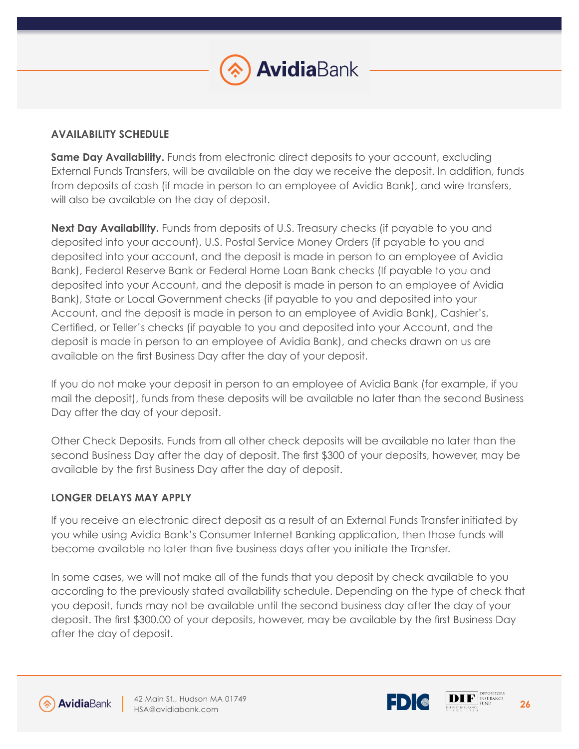## AVAILABILITY SCHEDULE

**Same Day Availability.** Funds from electronic direct deposits to your account, excluding External Funds Transfers, will be available on the day we receive the deposit. In addition, funds from deposits of cash (if made in person to an employee of Avidia Bank), and wire transfers, will also be available on the day of deposit.

**Next Day Availability.** Funds from deposits of U.S. Treasury checks (if payable to you and deposited into your account), U.S. Postal Service Money Orders (if payable to you and deposited into your account, and the deposit is made in person to an employee of Avidia Bank), Federal Reserve Bank or Federal Home Loan Bank checks (If payable to you and deposited into your Account, and the deposit is made in person to an employee of Avidia Bank), State or Local Government checks (if payable to you and deposited into your Account, and the deposit is made in person to an employee of Avidia Bank), Cashier's, Certified, or Teller's checks (if payable to you and deposited into your Account, and the deposit is made in person to an employee of Avidia Bank), and checks drawn on us are available on the first Business Day after the day of your deposit.

If you do not make your deposit in person to an employee of Avidia Bank (for example, if you mail the deposit), funds from these deposits will be available no later than the second Business Day after the day of your deposit.

Other Check Deposits. Funds from all other check deposits will be available no later than the second Business Day after the day of deposit. The first $300 of your deposits, however, may be available by the first Business Day after the day of deposit.

## LONGER DELAYS MAY APPLY

If you receive an electronic direct deposit as a result of an External Funds Transfer initiated by you while using Avidia Bank's Consumer Internet Banking application, then those funds will become available no later than five business days after you initiate the Transfer.

In some cases, we will not make all of the funds that you deposit by check available to you according to the previously stated availability schedule. Depending on the type of check that you deposit, funds may not be available until the second business day after the day of your deposit. The first $300.00 of your deposits, however, may be available by the first Business Day after the day of deposit.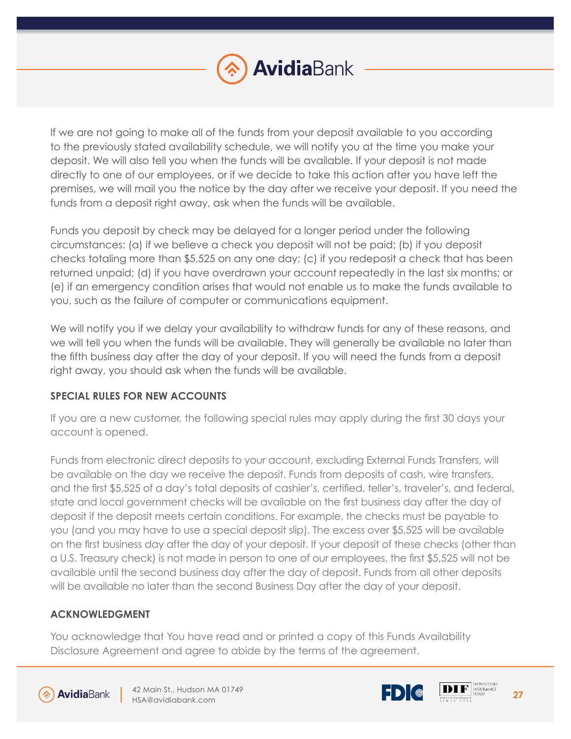If we are not going to make all of the funds from your deposit available to you according to the previously stated availability schedule, we will notify you at the time you make your deposit. We will also tell you when the funds will be available. If your deposit is not made directly to one of our employees, or if we decide to take this action after you have left the premises, we will mail you the notice by the day after we receive your deposit. If you need the funds from a deposit right away, ask when the funds will be available.

Funds you deposit by check may be delayed for a longer period under the following circumstances: (a) if we believe a check you deposit will not be paid; (b) if you deposit checks totaling more than $5,525 on any one day; (c) if you redeposit a check that has been returned unpaid; (d) if you have overdrawn your account repeatedly in the last six months; or (e) if an emergency condition arises that would not enable us to make the funds available to you, such as the failure of computer or communications equipment.

We will notify you if we delay your availability to withdraw funds for any of these reasons, and we will tell you when the funds will be available. They will generally be available no later than the fifth business day after the day of your deposit. If you will need the funds from a deposit right away, you should ask when the funds will be available.

**SPECIAL RULES FOR NEW ACCOUNTS**

If you are a new customer, the following special rules may apply during the first 30 days your account is opened.

Funds from electronic direct deposits to your account, excluding External Funds Transfers, will be available on the day we receive the deposit. Funds from deposits of cash, wire transfers, and the first $5,525 of a day's total deposits of cashier's, certified, teller's, traveler's, and federal, state and local government checks will be available on the first business day after the day of deposit if the deposit meets certain conditions. For example, the checks must be payable to you (and you may have to use a special deposit slip). The excess over $5,525 will be available on the first business day after the day of your deposit. If your deposit of these checks (other than a U.S. Treasury check) is not made in person to one of our employees, the first $5,525 will not be available until the second business day after the day of deposit. Funds from all other deposits will be available no later than the second Business Day after the day of your deposit.

**ACKNOWLEDGMENT**

You acknowledge that You have read and or printed a copy of this Funds Availability Disclosure Agreement and agree to abide by the terms of the agreement.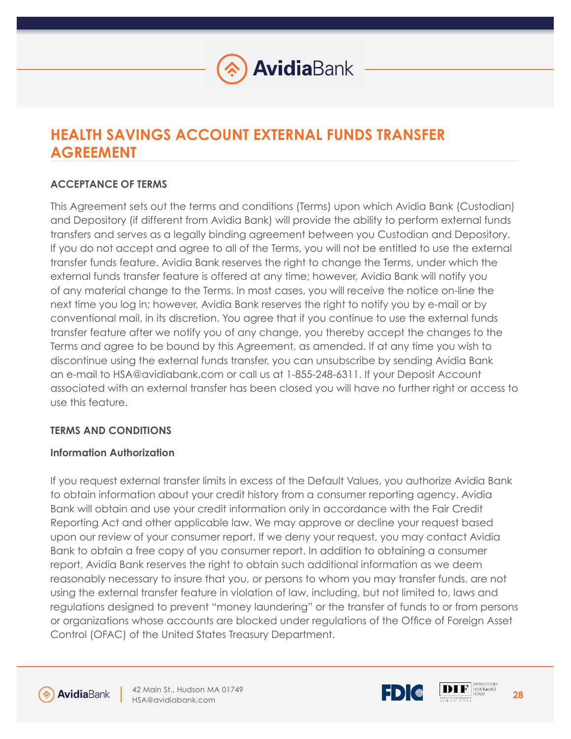# HEALTH SAVINGS ACCOUNT EXTERNAL FUNDS TRANSFER AGREEMENT

## ACCEPTANCE OF TERMS

This Agreement sets out the terms and conditions (Terms) upon which Avidia Bank (Custodian) and Depository (if different from Avidia Bank) will provide the ability to perform external funds transfers and serves as a legally binding agreement between you Custodian and Depository. If you do not accept and agree to all of the Terms, you will not be entitled to use the external transfer funds feature. Avidia Bank reserves the right to change the Terms, under which the external funds transfer feature is offered at any time; however, Avidia Bank will notify you of any material change to the Terms. In most cases, you will receive the notice on-line the next time you log in; however, Avidia Bank reserves the right to notify you by e-mail or by conventional mail, in its discretion. You agree that if you continue to use the external funds transfer feature after we notify you of any change, you thereby accept the changes to the Terms and agree to be bound by this Agreement, as amended. If at any time you wish to discontinue using the external funds transfer, you can unsubscribe by sending Avidia Bank an e-mail to HSA@avidiabank.com or call us at 1-855-248-6311. If your Deposit Account associated with an external transfer has been closed you will have no further right or access to use this feature.

## TERMS AND CONDITIONS

### Information Authorization

If you request external transfer limits in excess of the Default Values, you authorize Avidia Bank to obtain information about your credit history from a consumer reporting agency. Avidia Bank will obtain and use your credit information only in accordance with the Fair Credit Reporting Act and other applicable law. We may approve or decline your request based upon our review of your consumer report. If we deny your request, you may contact Avidia Bank to obtain a free copy of you consumer report. In addition to obtaining a consumer report, Avidia Bank reserves the right to obtain such additional information as we deem reasonably necessary to insure that you, or persons to whom you may transfer funds, are not using the external transfer feature in violation of law, including, but not limited to, laws and regulations designed to prevent "money laundering" or the transfer of funds to or from persons or organizations whose accounts are blocked under regulations of the Office of Foreign Asset Control (OFAC) of the United States Treasury Department.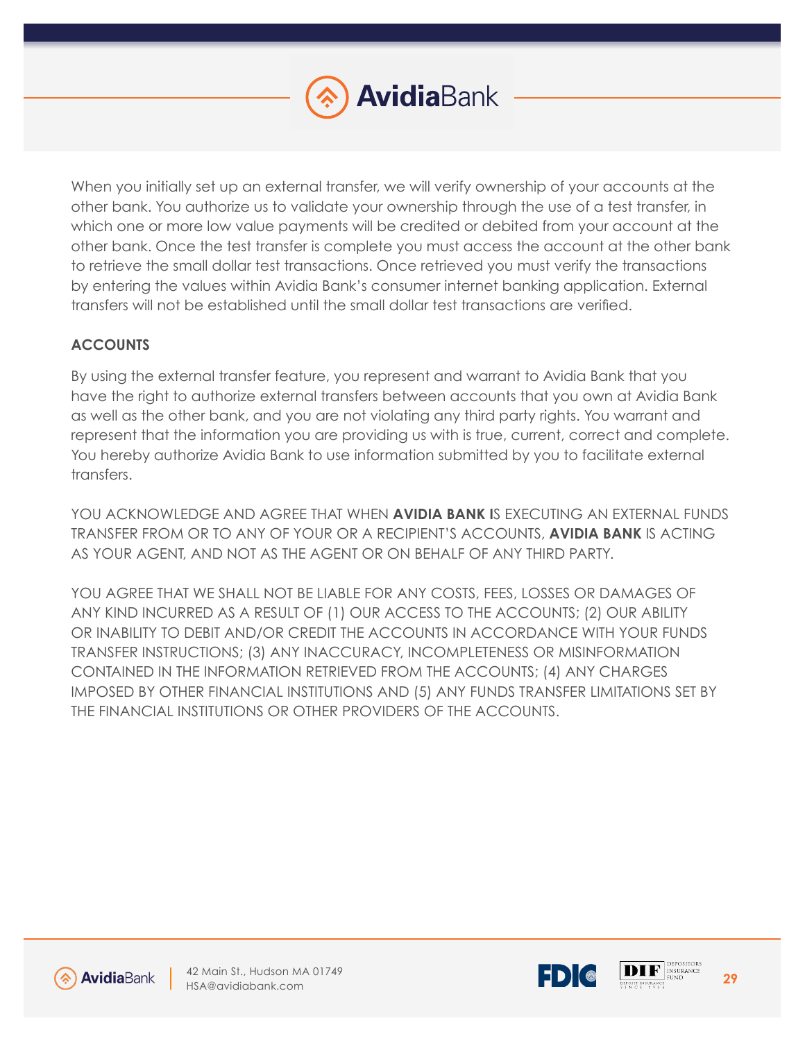When you initially set up an external transfer, we will verify ownership of your accounts at the other bank. You authorize us to validate your ownership through the use of a test transfer, in which one or more low value payments will be credited or debited from your account at the other bank. Once the test transfer is complete you must access the account at the other bank to retrieve the small dollar test transactions. Once retrieved you must verify the transactions by entering the values within Avidia Bank's consumer internet banking application. External transfers will not be established until the small dollar test transactions are verified.

**ACCOUNTS**

By using the external transfer feature, you represent and warrant to Avidia Bank that you have the right to authorize external transfers between accounts that you own at Avidia Bank as well as the other bank, and you are not violating any third party rights. You warrant and represent that the information you are providing us with is true, current, correct and complete. You hereby authorize Avidia Bank to use information submitted by you to facilitate external transfers.

YOU ACKNOWLEDGE AND AGREE THAT WHEN **AVIDIA BANK I**S EXECUTING AN EXTERNAL FUNDS TRANSFER FROM OR TO ANY OF YOUR OR A RECIPIENT'S ACCOUNTS, **AVIDIA BANK** IS ACTING AS YOUR AGENT, AND NOT AS THE AGENT OR ON BEHALF OF ANY THIRD PARTY.

YOU AGREE THAT WE SHALL NOT BE LIABLE FOR ANY COSTS, FEES, LOSSES OR DAMAGES OF ANY KIND INCURRED AS A RESULT OF (1) OUR ACCESS TO THE ACCOUNTS; (2) OUR ABILITY OR INABILITY TO DEBIT AND/OR CREDIT THE ACCOUNTS IN ACCORDANCE WITH YOUR FUNDS TRANSFER INSTRUCTIONS; (3) ANY INACCURACY, INCOMPLETENESS OR MISINFORMATION CONTAINED IN THE INFORMATION RETRIEVED FROM THE ACCOUNTS; (4) ANY CHARGES IMPOSED BY OTHER FINANCIAL INSTITUTIONS AND (5) ANY FUNDS TRANSFER LIMITATIONS SET BY THE FINANCIAL INSTITUTIONS OR OTHER PROVIDERS OF THE ACCOUNTS.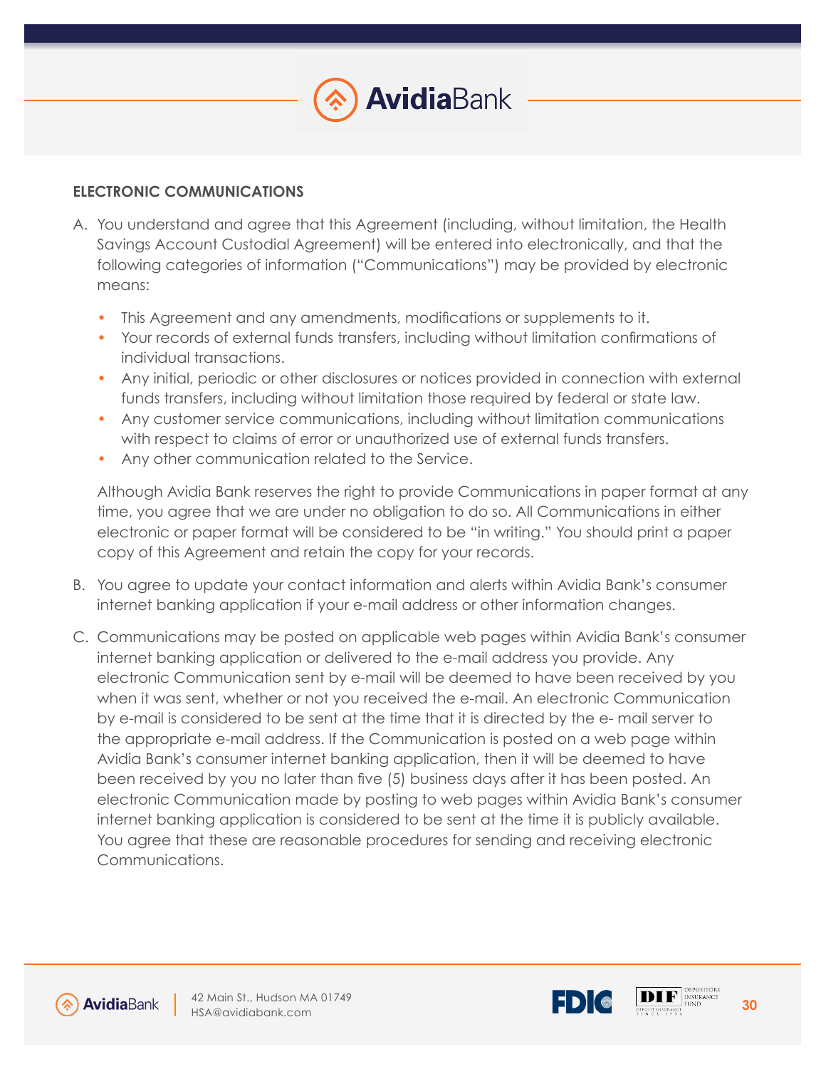## ELECTRONIC COMMUNICATIONS

A. You understand and agree that this Agreement (including, without limitation, the Health Savings Account Custodial Agreement) will be entered into electronically, and that the following categories of information ("Communications") may be provided by electronic means:

   - This Agreement and any amendments, modifications or supplements to it.
   - Your records of external funds transfers, including without limitation confirmations of individual transactions.
   - Any initial, periodic or other disclosures or notices provided in connection with external funds transfers, including without limitation those required by federal or state law.
   - Any customer service communications, including without limitation communications with respect to claims of error or unauthorized use of external funds transfers.
   - Any other communication related to the Service.

   Although Avidia Bank reserves the right to provide Communications in paper format at any time, you agree that we are under no obligation to do so. All Communications in either electronic or paper format will be considered to be "in writing." You should print a paper copy of this Agreement and retain the copy for your records.

B. You agree to update your contact information and alerts within Avidia Bank's consumer internet banking application if your e-mail address or other information changes.

C. Communications may be posted on applicable web pages within Avidia Bank's consumer internet banking application or delivered to the e-mail address you provide. Any electronic Communication sent by e-mail will be deemed to have been received by you when it was sent, whether or not you received the e-mail. An electronic Communication by e-mail is considered to be sent at the time that it is directed by the e- mail server to the appropriate e-mail address. If the Communication is posted on a web page within Avidia Bank's consumer internet banking application, then it will be deemed to have been received by you no later than five (5) business days after it has been posted. An electronic Communication made by posting to web pages within Avidia Bank's consumer internet banking application is considered to be sent at the time it is publicly available. You agree that these are reasonable procedures for sending and receiving electronic Communications.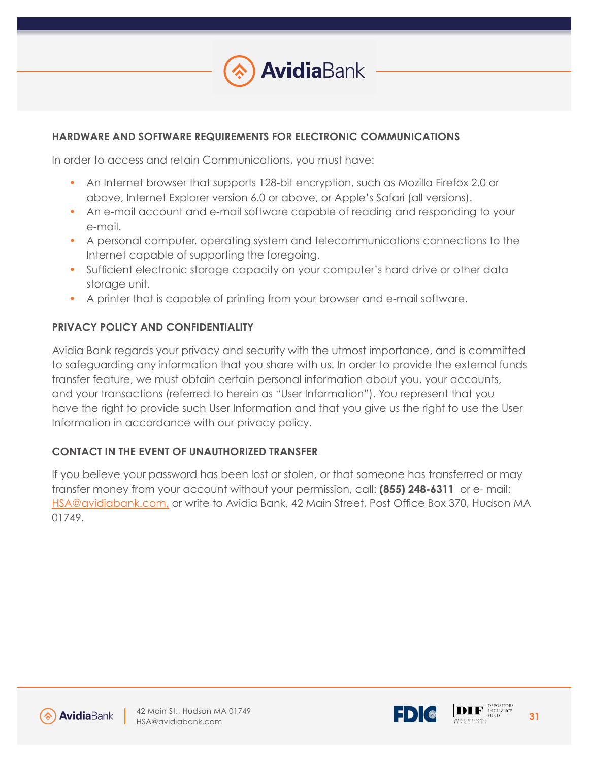## HARDWARE AND SOFTWARE REQUIREMENTS FOR ELECTRONIC COMMUNICATIONS

In order to access and retain Communications, you must have:

- An Internet browser that supports 128-bit encryption, such as Mozilla Firefox 2.0 or above, Internet Explorer version 6.0 or above, or Apple's Safari (all versions).
- An e-mail account and e-mail software capable of reading and responding to your e-mail.
- A personal computer, operating system and telecommunications connections to the Internet capable of supporting the foregoing.
- Sufficient electronic storage capacity on your computer's hard drive or other data storage unit.
- A printer that is capable of printing from your browser and e-mail software.

## PRIVACY POLICY AND CONFIDENTIALITY

Avidia Bank regards your privacy and security with the utmost importance, and is committed to safeguarding any information that you share with us. In order to provide the external funds transfer feature, we must obtain certain personal information about you, your accounts, and your transactions (referred to herein as "User Information"). You represent that you have the right to provide such User Information and that you give us the right to use the User Information in accordance with our privacy policy.

## CONTACT IN THE EVENT OF UNAUTHORIZED TRANSFER

If you believe your password has been lost or stolen, or that someone has transferred or may transfer money from your account without your permission, call: **(855) 248-6311** or e- mail: HSA@avidiabank.com, or write to Avidia Bank, 42 Main Street, Post Office Box 370, Hudson MA 01749.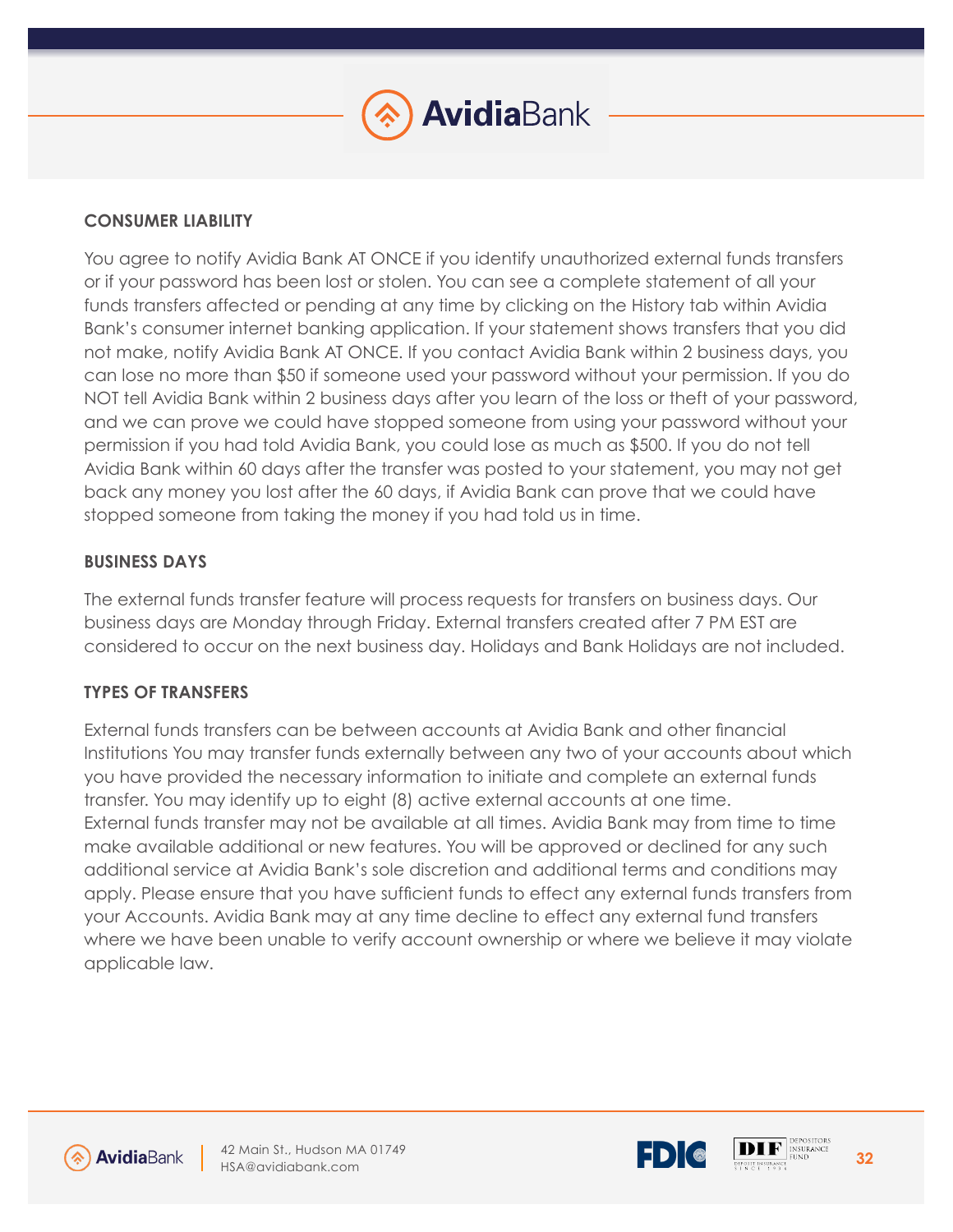## CONSUMER LIABILITY

You agree to notify Avidia Bank AT ONCE if you identify unauthorized external funds transfers or if your password has been lost or stolen. You can see a complete statement of all your funds transfers affected or pending at any time by clicking on the History tab within Avidia Bank's consumer internet banking application. If your statement shows transfers that you did not make, notify Avidia Bank AT ONCE. If you contact Avidia Bank within 2 business days, you can lose no more than $50 if someone used your password without your permission. If you do NOT tell Avidia Bank within 2 business days after you learn of the loss or theft of your password, and we can prove we could have stopped someone from using your password without your permission if you had told Avidia Bank, you could lose as much as $500. If you do not tell Avidia Bank within 60 days after the transfer was posted to your statement, you may not get back any money you lost after the 60 days, if Avidia Bank can prove that we could have stopped someone from taking the money if you had told us in time.

## BUSINESS DAYS

The external funds transfer feature will process requests for transfers on business days. Our business days are Monday through Friday. External transfers created after 7 PM EST are considered to occur on the next business day. Holidays and Bank Holidays are not included.

## TYPES OF TRANSFERS

External funds transfers can be between accounts at Avidia Bank and other financial Institutions You may transfer funds externally between any two of your accounts about which you have provided the necessary information to initiate and complete an external funds transfer. You may identify up to eight (8) active external accounts at one time.
External funds transfer may not be available at all times. Avidia Bank may from time to time make available additional or new features. You will be approved or declined for any such additional service at Avidia Bank's sole discretion and additional terms and conditions may apply. Please ensure that you have sufficient funds to effect any external funds transfers from your Accounts. Avidia Bank may at any time decline to effect any external fund transfers where we have been unable to verify account ownership or where we believe it may violate applicable law.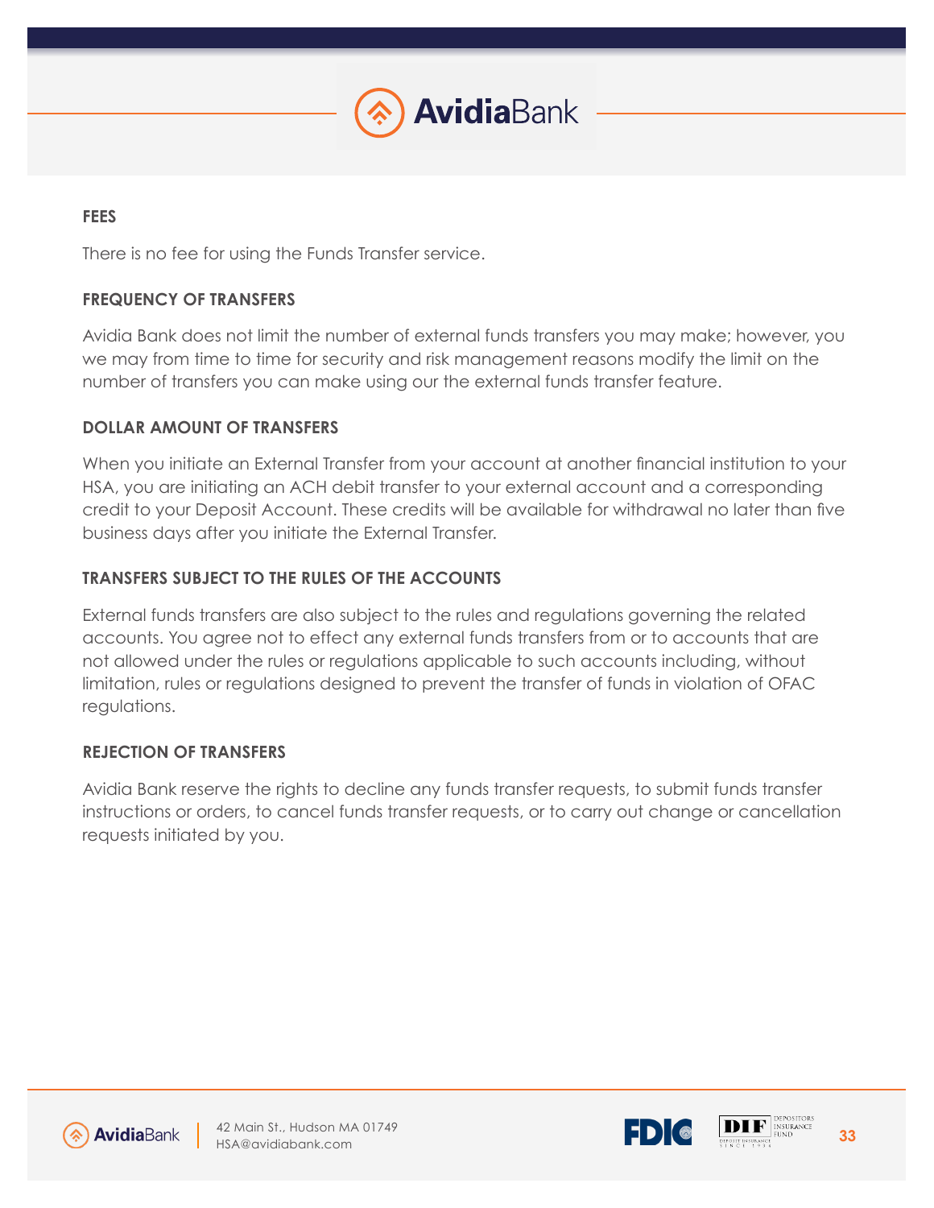**FEES**

There is no fee for using the Funds Transfer service.

**FREQUENCY OF TRANSFERS**

Avidia Bank does not limit the number of external funds transfers you may make; however, you we may from time to time for security and risk management reasons modify the limit on the number of transfers you can make using our the external funds transfer feature.

**DOLLAR AMOUNT OF TRANSFERS**

When you initiate an External Transfer from your account at another financial institution to your HSA, you are initiating an ACH debit transfer to your external account and a corresponding credit to your Deposit Account. These credits will be available for withdrawal no later than five business days after you initiate the External Transfer.

**TRANSFERS SUBJECT TO THE RULES OF THE ACCOUNTS**

External funds transfers are also subject to the rules and regulations governing the related accounts. You agree not to effect any external funds transfers from or to accounts that are not allowed under the rules or regulations applicable to such accounts including, without limitation, rules or regulations designed to prevent the transfer of funds in violation of OFAC regulations.

**REJECTION OF TRANSFERS**

Avidia Bank reserve the rights to decline any funds transfer requests, to submit funds transfer instructions or orders, to cancel funds transfer requests, or to carry out change or cancellation requests initiated by you.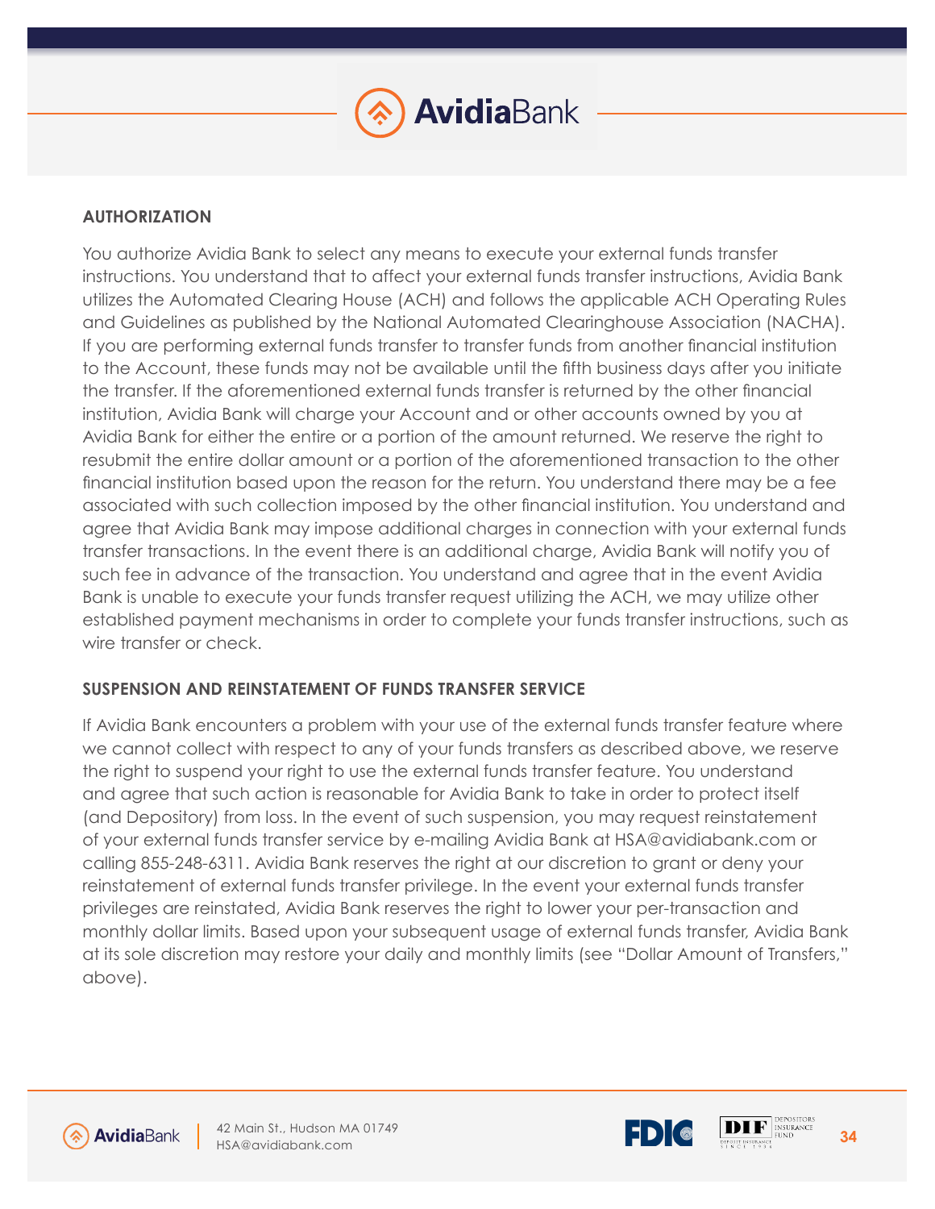## AUTHORIZATION

You authorize Avidia Bank to select any means to execute your external funds transfer instructions. You understand that to affect your external funds transfer instructions, Avidia Bank utilizes the Automated Clearing House (ACH) and follows the applicable ACH Operating Rules and Guidelines as published by the National Automated Clearinghouse Association (NACHA). If you are performing external funds transfer to transfer funds from another financial institution to the Account, these funds may not be available until the fifth business days after you initiate the transfer. If the aforementioned external funds transfer is returned by the other financial institution, Avidia Bank will charge your Account and or other accounts owned by you at Avidia Bank for either the entire or a portion of the amount returned. We reserve the right to resubmit the entire dollar amount or a portion of the aforementioned transaction to the other financial institution based upon the reason for the return. You understand there may be a fee associated with such collection imposed by the other financial institution. You understand and agree that Avidia Bank may impose additional charges in connection with your external funds transfer transactions. In the event there is an additional charge, Avidia Bank will notify you of such fee in advance of the transaction. You understand and agree that in the event Avidia Bank is unable to execute your funds transfer request utilizing the ACH, we may utilize other established payment mechanisms in order to complete your funds transfer instructions, such as wire transfer or check.

## SUSPENSION AND REINSTATEMENT OF FUNDS TRANSFER SERVICE

If Avidia Bank encounters a problem with your use of the external funds transfer feature where we cannot collect with respect to any of your funds transfers as described above, we reserve the right to suspend your right to use the external funds transfer feature. You understand and agree that such action is reasonable for Avidia Bank to take in order to protect itself (and Depository) from loss. In the event of such suspension, you may request reinstatement of your external funds transfer service by e-mailing Avidia Bank at HSA@avidiabank.com or calling 855-248-6311. Avidia Bank reserves the right at our discretion to grant or deny your reinstatement of external funds transfer privilege. In the event your external funds transfer privileges are reinstated, Avidia Bank reserves the right to lower your per-transaction and monthly dollar limits. Based upon your subsequent usage of external funds transfer, Avidia Bank at its sole discretion may restore your daily and monthly limits (see "Dollar Amount of Transfers," above).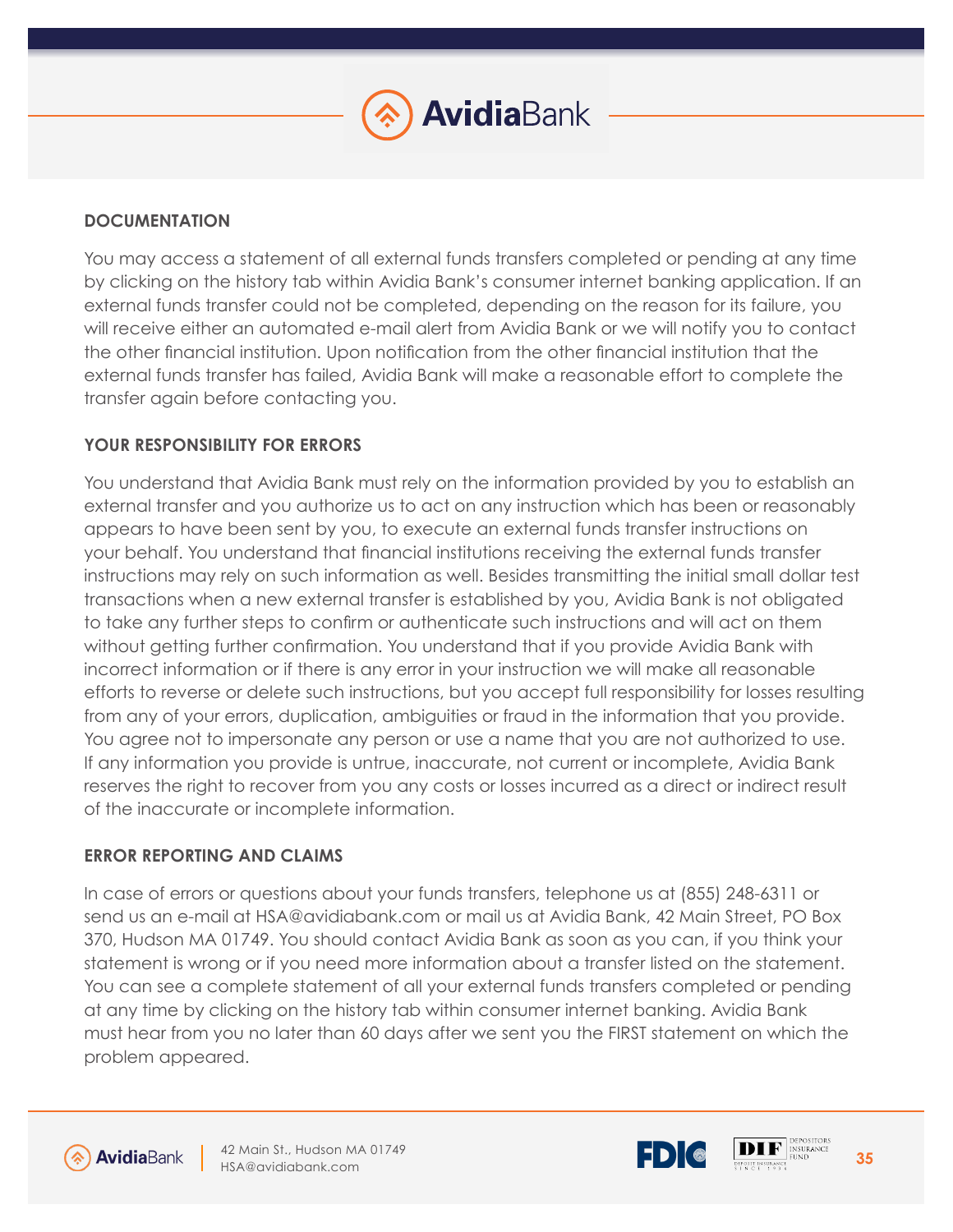## DOCUMENTATION

You may access a statement of all external funds transfers completed or pending at any time by clicking on the history tab within Avidia Bank's consumer internet banking application. If an external funds transfer could not be completed, depending on the reason for its failure, you will receive either an automated e-mail alert from Avidia Bank or we will notify you to contact the other financial institution. Upon notification from the other financial institution that the external funds transfer has failed, Avidia Bank will make a reasonable effort to complete the transfer again before contacting you.

## YOUR RESPONSIBILITY FOR ERRORS

You understand that Avidia Bank must rely on the information provided by you to establish an external transfer and you authorize us to act on any instruction which has been or reasonably appears to have been sent by you, to execute an external funds transfer instructions on your behalf. You understand that financial institutions receiving the external funds transfer instructions may rely on such information as well. Besides transmitting the initial small dollar test transactions when a new external transfer is established by you, Avidia Bank is not obligated to take any further steps to confirm or authenticate such instructions and will act on them without getting further confirmation. You understand that if you provide Avidia Bank with incorrect information or if there is any error in your instruction we will make all reasonable efforts to reverse or delete such instructions, but you accept full responsibility for losses resulting from any of your errors, duplication, ambiguities or fraud in the information that you provide. You agree not to impersonate any person or use a name that you are not authorized to use. If any information you provide is untrue, inaccurate, not current or incomplete, Avidia Bank reserves the right to recover from you any costs or losses incurred as a direct or indirect result of the inaccurate or incomplete information.

## ERROR REPORTING AND CLAIMS

In case of errors or questions about your funds transfers, telephone us at (855) 248-6311 or send us an e-mail at HSA@avidiabank.com or mail us at Avidia Bank, 42 Main Street, PO Box 370, Hudson MA 01749. You should contact Avidia Bank as soon as you can, if you think your statement is wrong or if you need more information about a transfer listed on the statement. You can see a complete statement of all your external funds transfers completed or pending at any time by clicking on the history tab within consumer internet banking. Avidia Bank must hear from you no later than 60 days after we sent you the FIRST statement on which the problem appeared.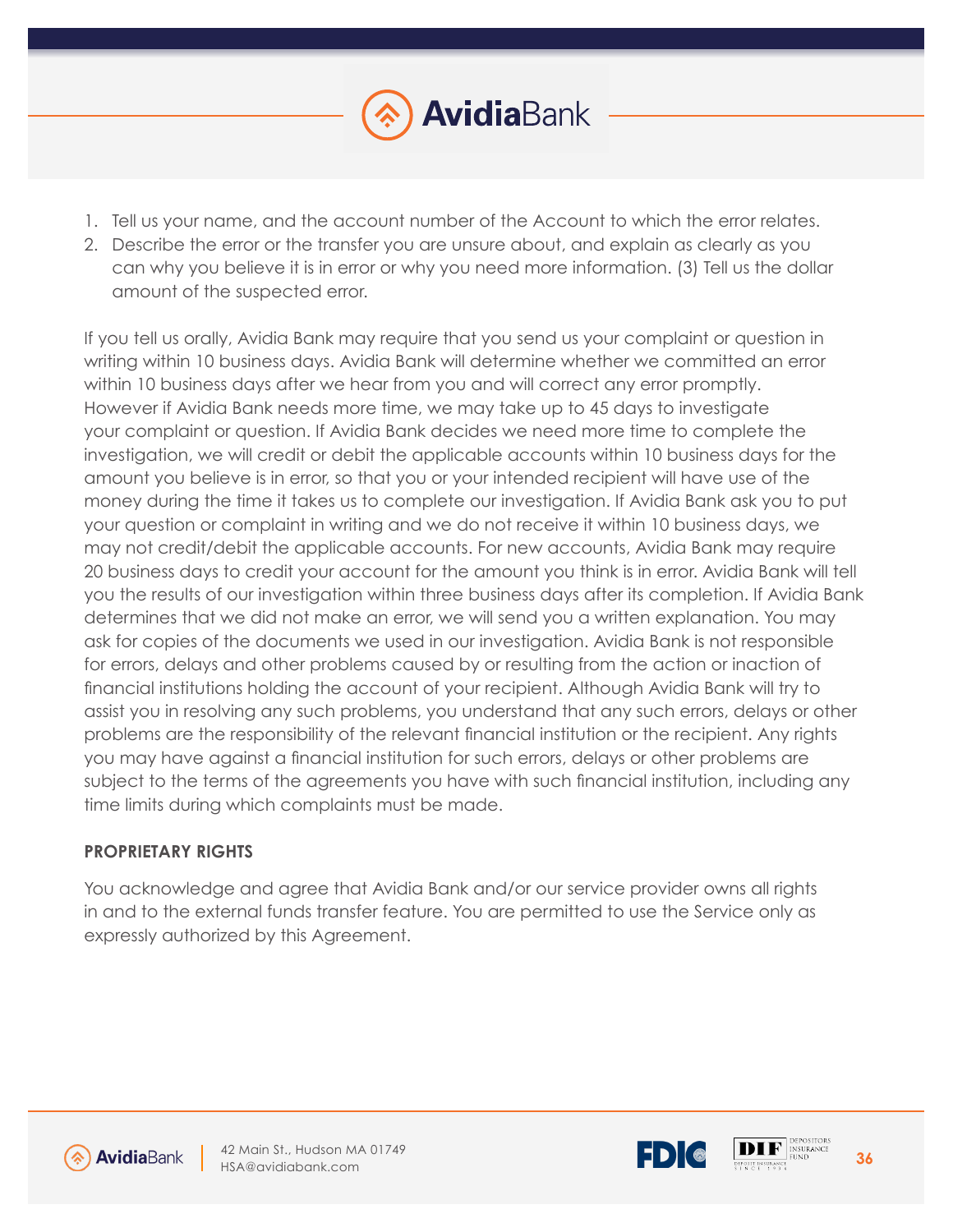1. Tell us your name, and the account number of the Account to which the error relates.
2. Describe the error or the transfer you are unsure about, and explain as clearly as you can why you believe it is in error or why you need more information. (3) Tell us the dollar amount of the suspected error.

If you tell us orally, Avidia Bank may require that you send us your complaint or question in writing within 10 business days. Avidia Bank will determine whether we committed an error within 10 business days after we hear from you and will correct any error promptly. However if Avidia Bank needs more time, we may take up to 45 days to investigate your complaint or question. If Avidia Bank decides we need more time to complete the investigation, we will credit or debit the applicable accounts within 10 business days for the amount you believe is in error, so that you or your intended recipient will have use of the money during the time it takes us to complete our investigation. If Avidia Bank ask you to put your question or complaint in writing and we do not receive it within 10 business days, we may not credit/debit the applicable accounts. For new accounts, Avidia Bank may require 20 business days to credit your account for the amount you think is in error. Avidia Bank will tell you the results of our investigation within three business days after its completion. If Avidia Bank determines that we did not make an error, we will send you a written explanation. You may ask for copies of the documents we used in our investigation. Avidia Bank is not responsible for errors, delays and other problems caused by or resulting from the action or inaction of financial institutions holding the account of your recipient. Although Avidia Bank will try to assist you in resolving any such problems, you understand that any such errors, delays or other problems are the responsibility of the relevant financial institution or the recipient. Any rights you may have against a financial institution for such errors, delays or other problems are subject to the terms of the agreements you have with such financial institution, including any time limits during which complaints must be made.

**PROPRIETARY RIGHTS**

You acknowledge and agree that Avidia Bank and/or our service provider owns all rights in and to the external funds transfer feature. You are permitted to use the Service only as expressly authorized by this Agreement.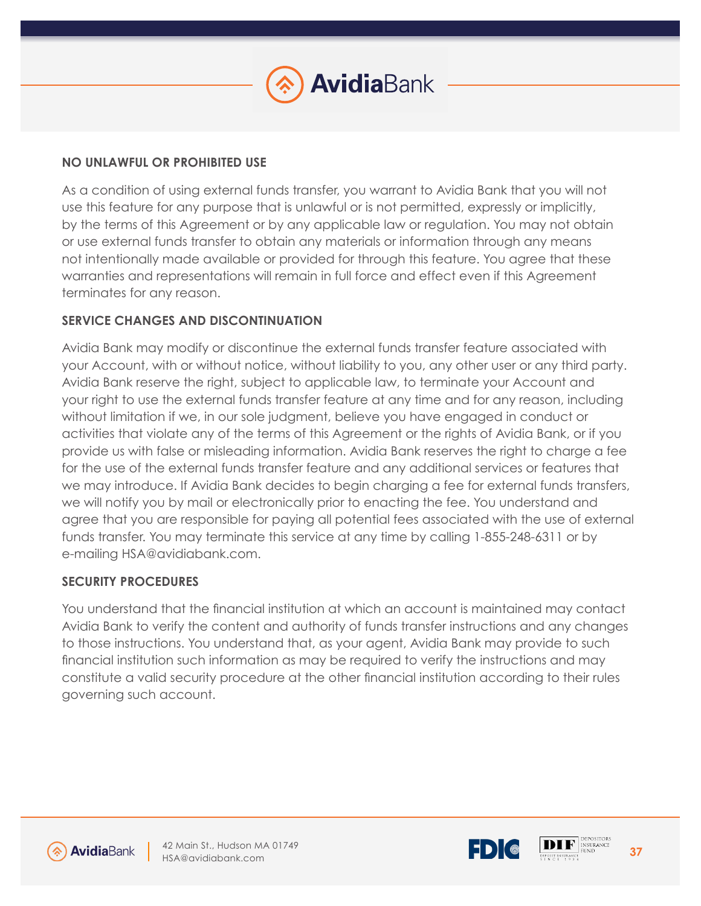## NO UNLAWFUL OR PROHIBITED USE

As a condition of using external funds transfer, you warrant to Avidia Bank that you will not use this feature for any purpose that is unlawful or is not permitted, expressly or implicitly, by the terms of this Agreement or by any applicable law or regulation. You may not obtain or use external funds transfer to obtain any materials or information through any means not intentionally made available or provided for through this feature. You agree that these warranties and representations will remain in full force and effect even if this Agreement terminates for any reason.

## SERVICE CHANGES AND DISCONTINUATION

Avidia Bank may modify or discontinue the external funds transfer feature associated with your Account, with or without notice, without liability to you, any other user or any third party. Avidia Bank reserve the right, subject to applicable law, to terminate your Account and your right to use the external funds transfer feature at any time and for any reason, including without limitation if we, in our sole judgment, believe you have engaged in conduct or activities that violate any of the terms of this Agreement or the rights of Avidia Bank, or if you provide us with false or misleading information. Avidia Bank reserves the right to charge a fee for the use of the external funds transfer feature and any additional services or features that we may introduce. If Avidia Bank decides to begin charging a fee for external funds transfers, we will notify you by mail or electronically prior to enacting the fee. You understand and agree that you are responsible for paying all potential fees associated with the use of external funds transfer. You may terminate this service at any time by calling 1-855-248-6311 or by e-mailing HSA@avidiabank.com.

## SECURITY PROCEDURES

You understand that the financial institution at which an account is maintained may contact Avidia Bank to verify the content and authority of funds transfer instructions and any changes to those instructions. You understand that, as your agent, Avidia Bank may provide to such financial institution such information as may be required to verify the instructions and may constitute a valid security procedure at the other financial institution according to their rules governing such account.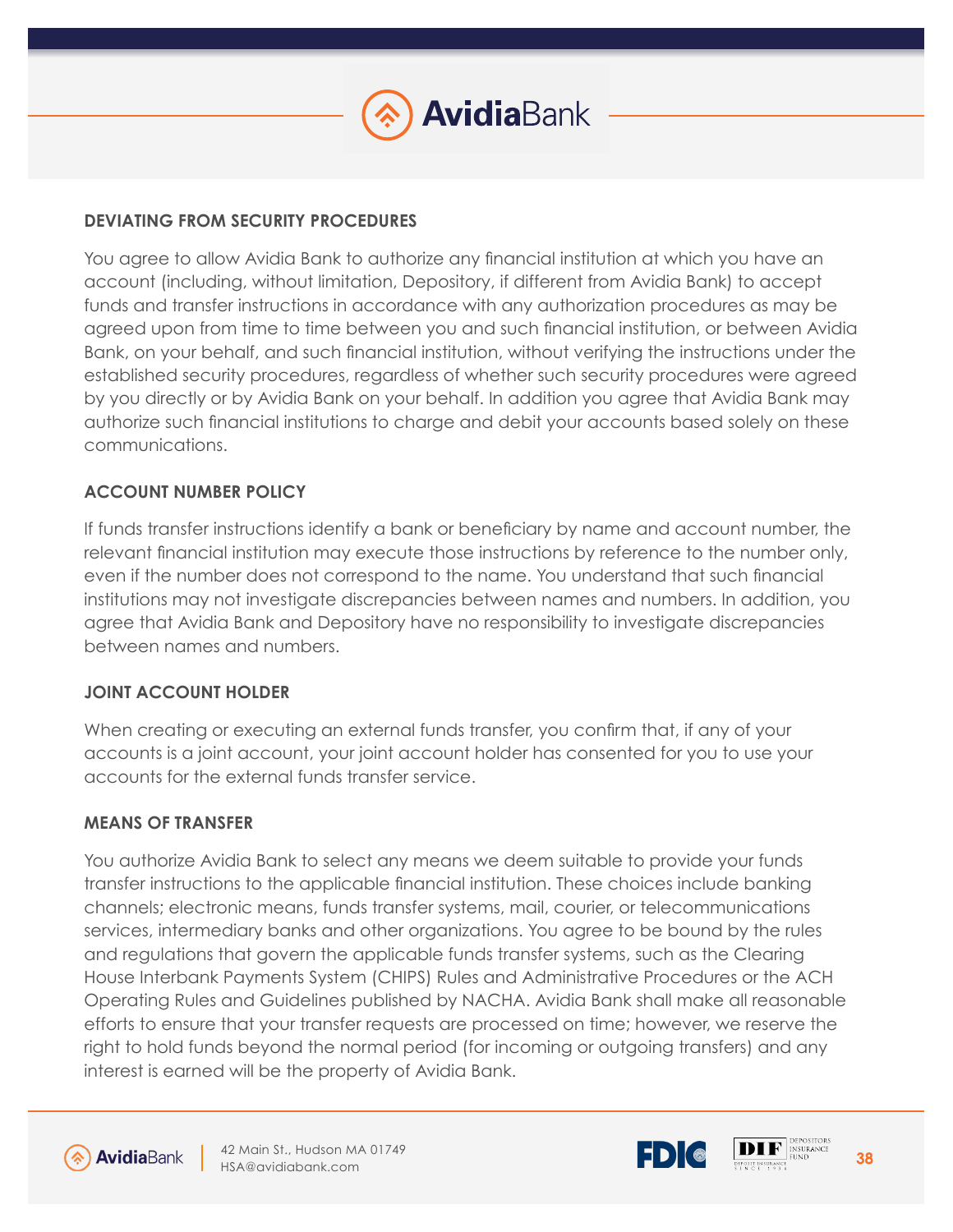## DEVIATING FROM SECURITY PROCEDURES

You agree to allow Avidia Bank to authorize any financial institution at which you have an account (including, without limitation, Depository, if different from Avidia Bank) to accept funds and transfer instructions in accordance with any authorization procedures as may be agreed upon from time to time between you and such financial institution, or between Avidia Bank, on your behalf, and such financial institution, without verifying the instructions under the established security procedures, regardless of whether such security procedures were agreed by you directly or by Avidia Bank on your behalf. In addition you agree that Avidia Bank may authorize such financial institutions to charge and debit your accounts based solely on these communications.

## ACCOUNT NUMBER POLICY

If funds transfer instructions identify a bank or beneficiary by name and account number, the relevant financial institution may execute those instructions by reference to the number only, even if the number does not correspond to the name. You understand that such financial institutions may not investigate discrepancies between names and numbers. In addition, you agree that Avidia Bank and Depository have no responsibility to investigate discrepancies between names and numbers.

## JOINT ACCOUNT HOLDER

When creating or executing an external funds transfer, you confirm that, if any of your accounts is a joint account, your joint account holder has consented for you to use your accounts for the external funds transfer service.

## MEANS OF TRANSFER

You authorize Avidia Bank to select any means we deem suitable to provide your funds transfer instructions to the applicable financial institution. These choices include banking channels; electronic means, funds transfer systems, mail, courier, or telecommunications services, intermediary banks and other organizations. You agree to be bound by the rules and regulations that govern the applicable funds transfer systems, such as the Clearing House Interbank Payments System (CHIPS) Rules and Administrative Procedures or the ACH Operating Rules and Guidelines published by NACHA. Avidia Bank shall make all reasonable efforts to ensure that your transfer requests are processed on time; however, we reserve the right to hold funds beyond the normal period (for incoming or outgoing transfers) and any interest is earned will be the property of Avidia Bank.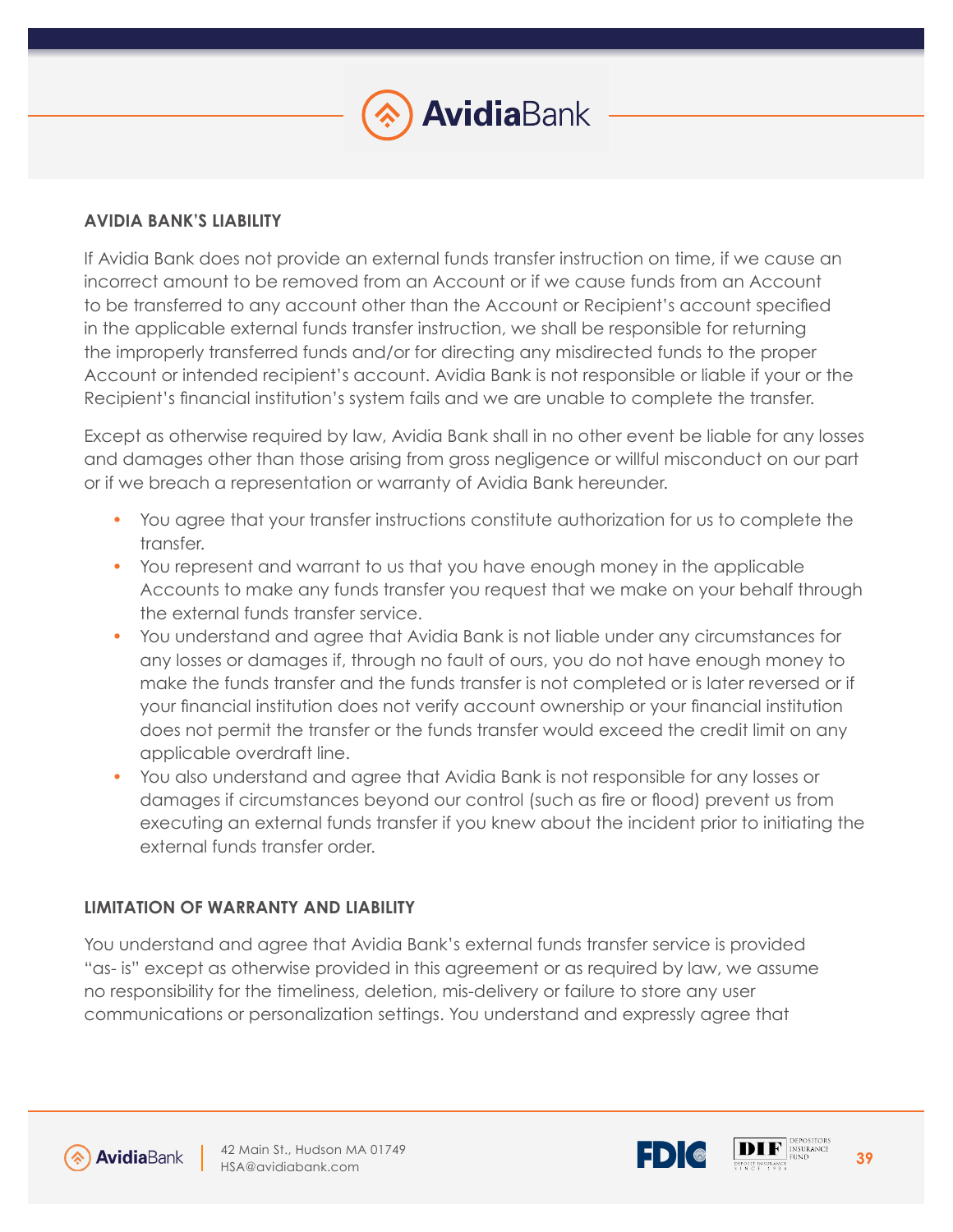## AVIDIA BANK'S LIABILITY

If Avidia Bank does not provide an external funds transfer instruction on time, if we cause an incorrect amount to be removed from an Account or if we cause funds from an Account to be transferred to any account other than the Account or Recipient's account specified in the applicable external funds transfer instruction, we shall be responsible for returning the improperly transferred funds and/or for directing any misdirected funds to the proper Account or intended recipient's account. Avidia Bank is not responsible or liable if your or the Recipient's financial institution's system fails and we are unable to complete the transfer.

Except as otherwise required by law, Avidia Bank shall in no other event be liable for any losses and damages other than those arising from gross negligence or willful misconduct on our part or if we breach a representation or warranty of Avidia Bank hereunder.

- You agree that your transfer instructions constitute authorization for us to complete the transfer.
- You represent and warrant to us that you have enough money in the applicable Accounts to make any funds transfer you request that we make on your behalf through the external funds transfer service.
- You understand and agree that Avidia Bank is not liable under any circumstances for any losses or damages if, through no fault of ours, you do not have enough money to make the funds transfer and the funds transfer is not completed or is later reversed or if your financial institution does not verify account ownership or your financial institution does not permit the transfer or the funds transfer would exceed the credit limit on any applicable overdraft line.
- You also understand and agree that Avidia Bank is not responsible for any losses or damages if circumstances beyond our control (such as fire or flood) prevent us from executing an external funds transfer if you knew about the incident prior to initiating the external funds transfer order.

## LIMITATION OF WARRANTY AND LIABILITY

You understand and agree that Avidia Bank's external funds transfer service is provided "as- is" except as otherwise provided in this agreement or as required by law, we assume no responsibility for the timeliness, deletion, mis-delivery or failure to store any user communications or personalization settings. You understand and expressly agree that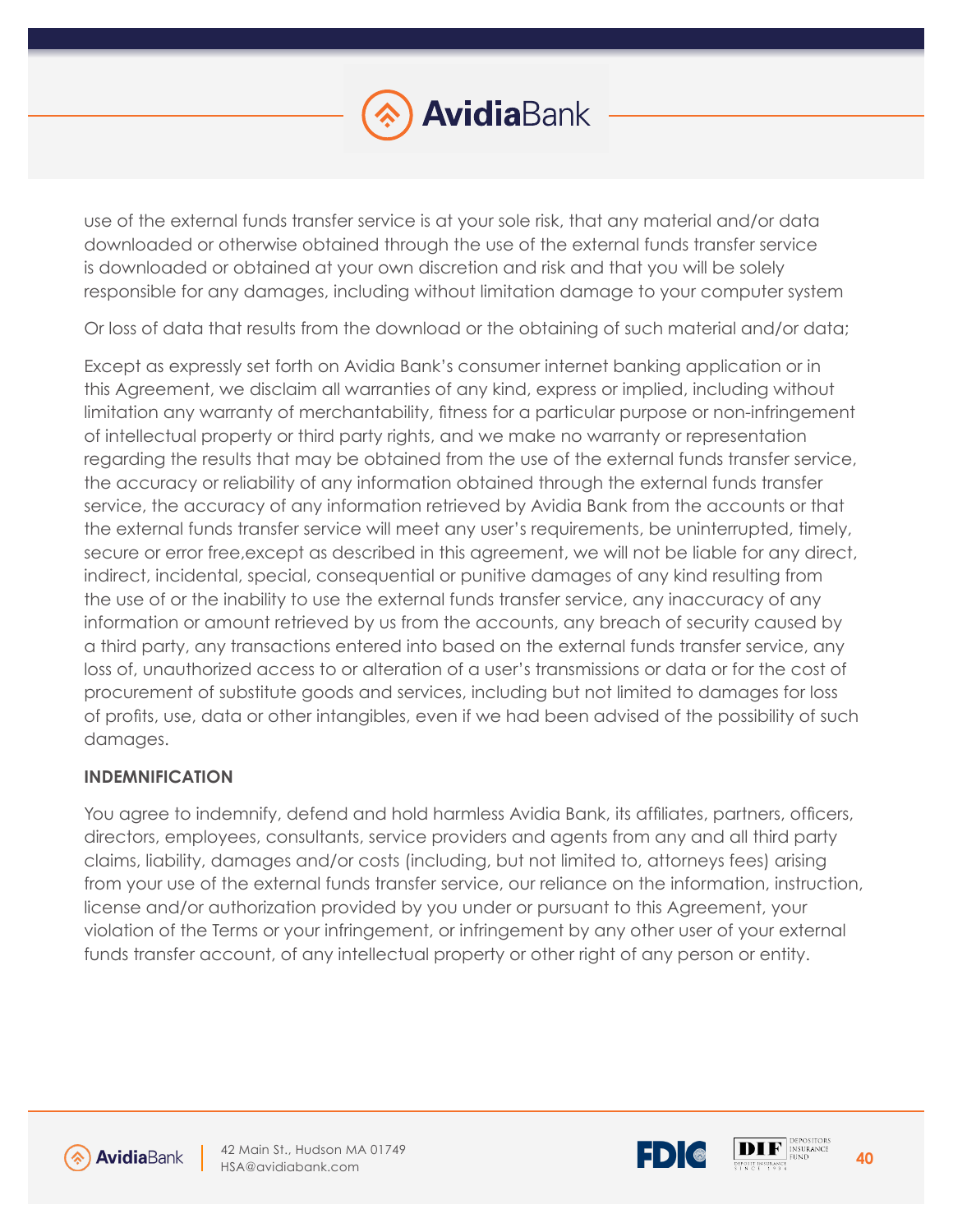use of the external funds transfer service is at your sole risk, that any material and/or data downloaded or otherwise obtained through the use of the external funds transfer service is downloaded or obtained at your own discretion and risk and that you will be solely responsible for any damages, including without limitation damage to your computer system

Or loss of data that results from the download or the obtaining of such material and/or data;

Except as expressly set forth on Avidia Bank's consumer internet banking application or in this Agreement, we disclaim all warranties of any kind, express or implied, including without limitation any warranty of merchantability, fitness for a particular purpose or non-infringement of intellectual property or third party rights, and we make no warranty or representation regarding the results that may be obtained from the use of the external funds transfer service, the accuracy or reliability of any information obtained through the external funds transfer service, the accuracy of any information retrieved by Avidia Bank from the accounts or that the external funds transfer service will meet any user's requirements, be uninterrupted, timely, secure or error free,except as described in this agreement, we will not be liable for any direct, indirect, incidental, special, consequential or punitive damages of any kind resulting from the use of or the inability to use the external funds transfer service, any inaccuracy of any information or amount retrieved by us from the accounts, any breach of security caused by a third party, any transactions entered into based on the external funds transfer service, any loss of, unauthorized access to or alteration of a user's transmissions or data or for the cost of procurement of substitute goods and services, including but not limited to damages for loss of profits, use, data or other intangibles, even if we had been advised of the possibility of such damages.

**INDEMNIFICATION**

You agree to indemnify, defend and hold harmless Avidia Bank, its affiliates, partners, officers, directors, employees, consultants, service providers and agents from any and all third party claims, liability, damages and/or costs (including, but not limited to, attorneys fees) arising from your use of the external funds transfer service, our reliance on the information, instruction, license and/or authorization provided by you under or pursuant to this Agreement, your violation of the Terms or your infringement, or infringement by any other user of your external funds transfer account, of any intellectual property or other right of any person or entity.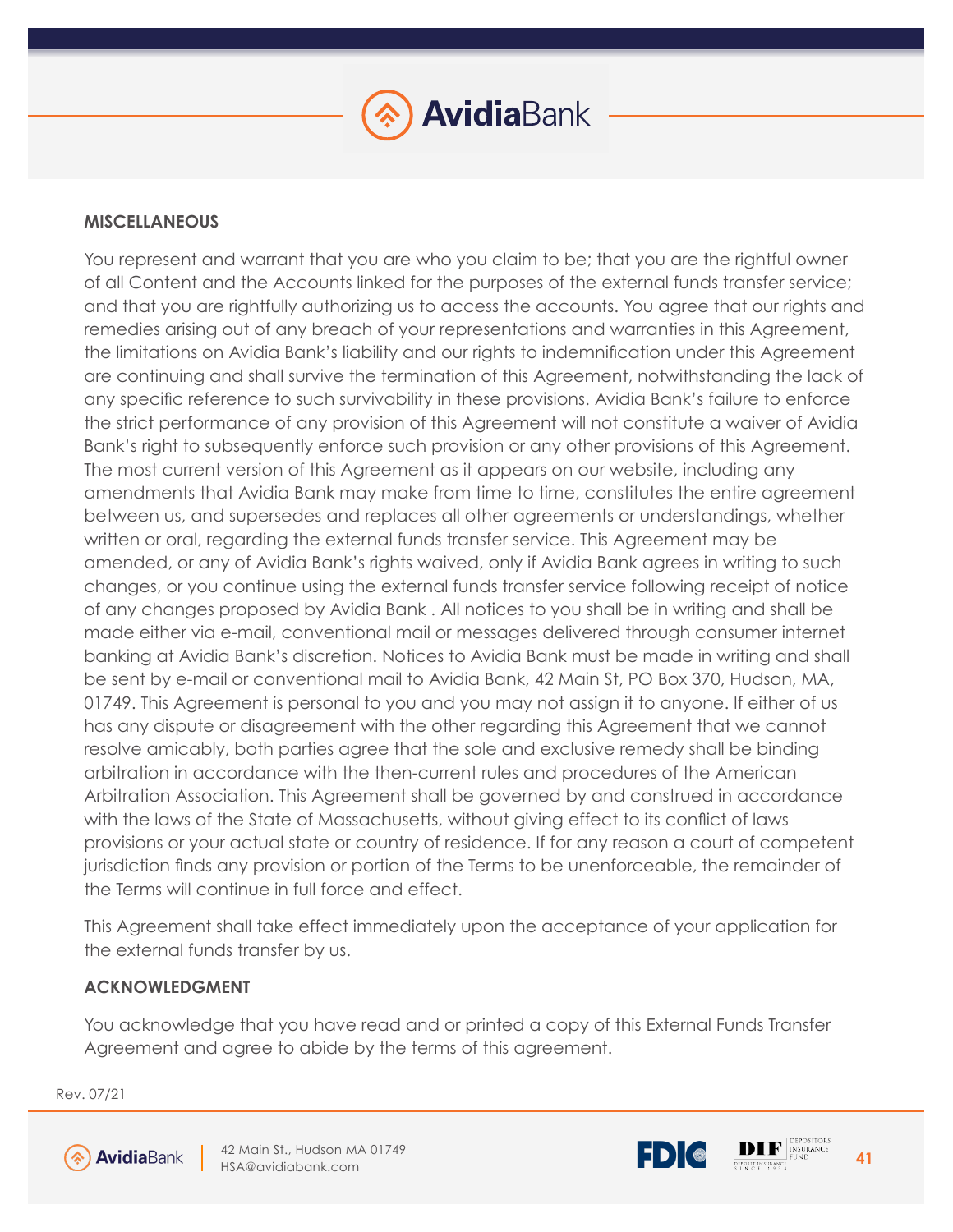## MISCELLANEOUS

You represent and warrant that you are who you claim to be; that you are the rightful owner of all Content and the Accounts linked for the purposes of the external funds transfer service; and that you are rightfully authorizing us to access the accounts. You agree that our rights and remedies arising out of any breach of your representations and warranties in this Agreement, the limitations on Avidia Bank's liability and our rights to indemnification under this Agreement are continuing and shall survive the termination of this Agreement, notwithstanding the lack of any specific reference to such survivability in these provisions. Avidia Bank's failure to enforce the strict performance of any provision of this Agreement will not constitute a waiver of Avidia Bank's right to subsequently enforce such provision or any other provisions of this Agreement. The most current version of this Agreement as it appears on our website, including any amendments that Avidia Bank may make from time to time, constitutes the entire agreement between us, and supersedes and replaces all other agreements or understandings, whether written or oral, regarding the external funds transfer service. This Agreement may be amended, or any of Avidia Bank's rights waived, only if Avidia Bank agrees in writing to such changes, or you continue using the external funds transfer service following receipt of notice of any changes proposed by Avidia Bank . All notices to you shall be in writing and shall be made either via e-mail, conventional mail or messages delivered through consumer internet banking at Avidia Bank's discretion. Notices to Avidia Bank must be made in writing and shall be sent by e-mail or conventional mail to Avidia Bank, 42 Main St, PO Box 370, Hudson, MA, 01749. This Agreement is personal to you and you may not assign it to anyone. If either of us has any dispute or disagreement with the other regarding this Agreement that we cannot resolve amicably, both parties agree that the sole and exclusive remedy shall be binding arbitration in accordance with the then-current rules and procedures of the American Arbitration Association. This Agreement shall be governed by and construed in accordance with the laws of the State of Massachusetts, without giving effect to its conflict of laws provisions or your actual state or country of residence. If for any reason a court of competent jurisdiction finds any provision or portion of the Terms to be unenforceable, the remainder of the Terms will continue in full force and effect.

This Agreement shall take effect immediately upon the acceptance of your application for the external funds transfer by us.

## ACKNOWLEDGMENT

You acknowledge that you have read and or printed a copy of this External Funds Transfer Agreement and agree to abide by the terms of this agreement.

Rev. 07/21